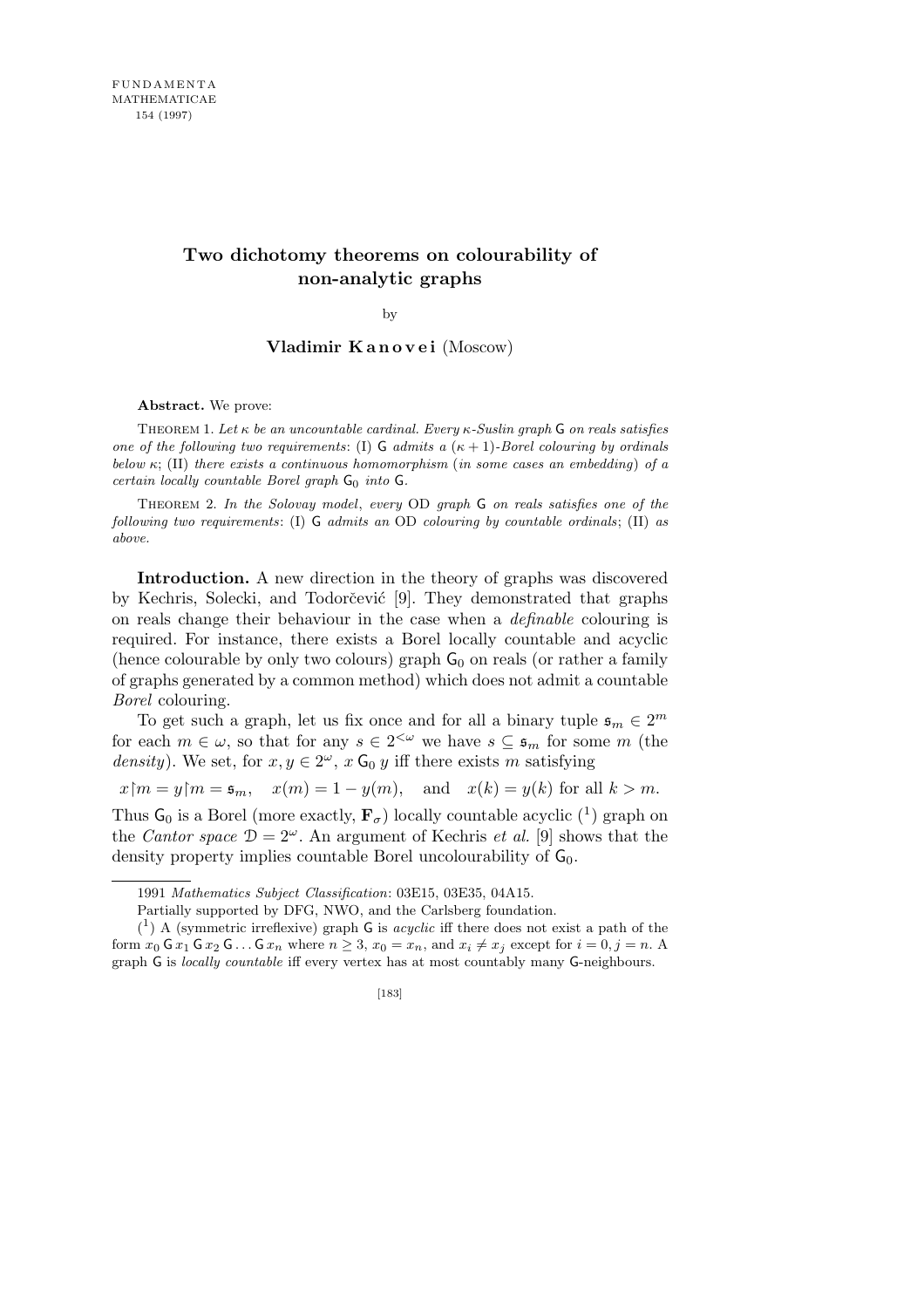FUNDAMENTA
MATHEMATICAE
154 (1997)

# Two dichotomy theorems on colourability of non-analytic graphs

by

**Vladimir Kanovei** (Moscow)

**Abstract.** We prove:

Theorem 1. *Let $\kappa$ be an uncountable cardinal. Every $\kappa$-Suslin graph* $\mathsf{G}$ *on reals satisfies one of the following two requirements*: (I) $\mathsf{G}$ *admits a* $(\kappa+1)$*-Borel colouring by ordinals below* $\kappa$; (II) *there exists a continuous homomorphism* (*in some cases an embedding*) *of a certain locally countable Borel graph* $\mathsf{G}_0$ *into* $\mathsf{G}$.

Theorem 2. *In the Solovay model*, *every* OD *graph* $\mathsf{G}$ *on reals satisfies one of the following two requirements*: (I) $\mathsf{G}$ *admits an* OD *colouring by countable ordinals*; (II) *as above.*

**Introduction.** A new direction in the theory of graphs was discovered by Kechris, Solecki, and Todorčević [9]. They demonstrated that graphs on reals change their behaviour in the case when a *definable* colouring is required. For instance, there exists a Borel locally countable and acyclic (hence colourable by only two colours) graph $\mathsf{G}_0$ on reals (or rather a family of graphs generated by a common method) which does not admit a countable *Borel* colouring.

To get such a graph, let us fix once and for all a binary tuple $\mathfrak{s}_m \in 2^m$ for each $m \in \omega$, so that for any $s \in 2^{<\omega}$ we have $s \subseteq \mathfrak{s}_m$ for some $m$ (the *density*). We set, for $x, y \in 2^\omega$, $x \mathrel{\mathsf{G}_0} y$ iff there exists $m$ satisfying

$$x \restriction m = y \restriction m = \mathfrak{s}_m, \quad x(m) = 1 - y(m), \quad \text{and} \quad x(k) = y(k) \text{ for all } k > m.$$

Thus $\mathsf{G}_0$ is a Borel (more exactly, $\mathbf{F}_\sigma$) locally countable acyclic [1] graph on the *Cantor space* $\mathcal{D} = 2^\omega$. An argument of Kechris *et al.* [9] shows that the density property implies countable Borel uncolourability of $\mathsf{G}_0$.

---

1991 *Mathematics Subject Classification*: 03E15, 03E35, 04A15.

Partially supported by DFG, NWO, and the Carlsberg foundation.

[1] A (symmetric irreflexive) graph $\mathsf{G}$ is *acyclic* iff there does not exist a path of the form $x_0 \mathrel{\mathsf{G}} x_1 \mathrel{\mathsf{G}} x_2 \mathrel{\mathsf{G}} \ldots \mathrel{\mathsf{G}} x_n$ where $n \geq 3$, $x_0 = x_n$, and $x_i \neq x_j$ except for $i = 0, j = n$. A graph $\mathsf{G}$ is *locally countable* iff every vertex has at most countably many $\mathsf{G}$-neighbours.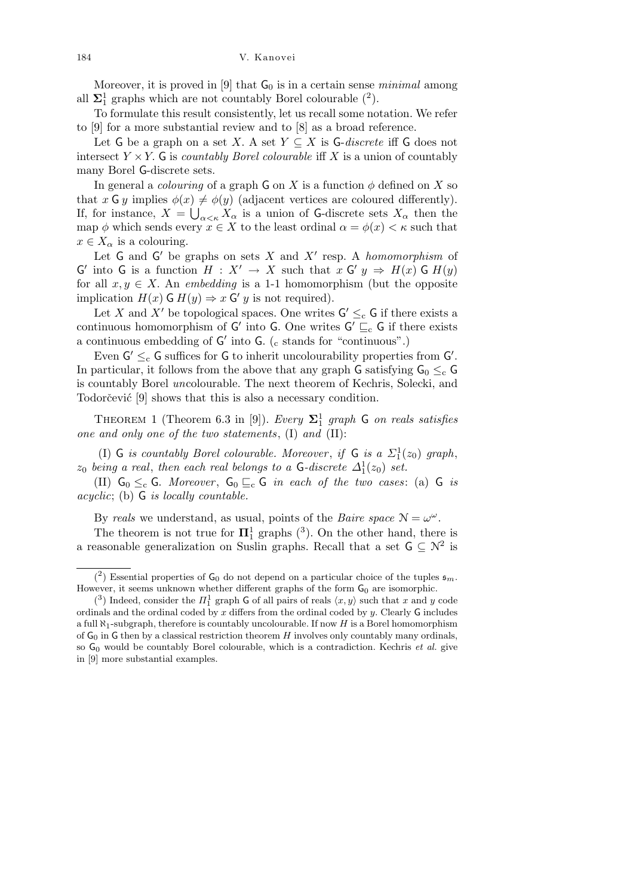Moreover, it is proved in [9] that $\mathsf{G}_0$ is in a certain sense *minimal* among all $\mathbf{\Sigma}^1_1$ graphs which are not countably Borel colourable ([2]).

To formulate this result consistently, let us recall some notation. We refer to [9] for a more substantial review and to [8] as a broad reference.

Let $\mathsf{G}$ be a graph on a set $X$. A set $Y \subseteq X$ is $\mathsf{G}$-*discrete* iff $\mathsf{G}$ does not intersect $Y \times Y$. $\mathsf{G}$ is *countably Borel colourable* iff $X$ is a union of countably many Borel $\mathsf{G}$-discrete sets.

In general a *colouring* of a graph $\mathsf{G}$ on $X$ is a function $\phi$ defined on $X$ so that $x \mathrel{\mathsf{G}} y$ implies $\phi(x) \neq \phi(y)$ (adjacent vertices are coloured differently). If, for instance, $X = \bigcup_{\alpha<\kappa} X_\alpha$ is a union of $\mathsf{G}$-discrete sets $X_\alpha$ then the map $\phi$ which sends every $x \in X$ to the least ordinal $\alpha = \phi(x) < \kappa$ such that $x \in X_\alpha$ is a colouring.

Let $\mathsf{G}$ and $\mathsf{G}'$ be graphs on sets $X$ and $X'$ resp. A *homomorphism* of $\mathsf{G}'$ into $\mathsf{G}$ is a function $H : X' \to X$ such that $x \mathrel{\mathsf{G}'} y \Rightarrow H(x) \mathrel{\mathsf{G}} H(y)$ for all $x, y \in X$. An *embedding* is a 1-1 homomorphism (but the opposite implication $H(x) \mathrel{\mathsf{G}} H(y) \Rightarrow x \mathrel{\mathsf{G}'} y$ is not required).

Let $X$ and $X'$ be topological spaces. One writes $\mathsf{G}' \leq_{\rm c} \mathsf{G}$ if there exists a continuous homomorphism of $\mathsf{G}'$ into $\mathsf{G}$. One writes $\mathsf{G}' \sqsubseteq_{\rm c} \mathsf{G}$ if there exists a continuous embedding of $\mathsf{G}'$ into $\mathsf{G}$. ($_{\rm c}$ stands for "continuous".)

Even $\mathsf{G}' \leq_{\rm c} \mathsf{G}$ suffices for $\mathsf{G}$ to inherit uncolourability properties from $\mathsf{G}'$. In particular, it follows from the above that any graph $\mathsf{G}$ satisfying $\mathsf{G}_0 \leq_{\rm c} \mathsf{G}$ is countably Borel *un*colourable. The next theorem of Kechris, Solecki, and Todorčević [9] shows that this is also a necessary condition.

Theorem 1 (Theorem 6.3 in [9]). *Every $\mathbf{\Sigma}^1_1$ graph $\mathsf{G}$ on reals satisfies one and only one of the two statements*, (I) *and* (II):

(I) *$\mathsf{G}$ is countably Borel colourable. Moreover, if $\mathsf{G}$ is a $\Sigma^1_1(z_0)$ graph, $z_0$ being a real, then each real belongs to a $\mathsf{G}$-discrete $\Delta^1_1(z_0)$ set.*

(II) *$\mathsf{G}_0 \leq_{\rm c} \mathsf{G}$. Moreover, $\mathsf{G}_0 \sqsubseteq_{\rm c} \mathsf{G}$ in each of the two cases*: (a) *$\mathsf{G}$ is acyclic*; (b) *$\mathsf{G}$ is locally countable.*

By *reals* we understand, as usual, points of the *Baire space* $\mathcal{N} = \omega^\omega$.

The theorem is not true for $\mathbf{\Pi}^1_1$ graphs ([3]). On the other hand, there is a reasonable generalization on Suslin graphs. Recall that a set $\mathsf{G} \subseteq \mathcal{N}^2$ is

---

([2]) Essential properties of $\mathsf{G}_0$ do not depend on a particular choice of the tuples $\mathfrak{s}_m$. However, it seems unknown whether different graphs of the form $\mathsf{G}_0$ are isomorphic.

([3]) Indeed, consider the $\Pi^1_1$ graph $\mathsf{G}$ of all pairs of reals $\langle x, y\rangle$ such that $x$ and $y$ code ordinals and the ordinal coded by $x$ differs from the ordinal coded by $y$. Clearly $\mathsf{G}$ includes a full $\aleph_1$-subgraph, therefore is countably uncolourable. If now $H$ is a Borel homomorphism of $\mathsf{G}_0$ in $\mathsf{G}$ then by a classical restriction theorem $H$ involves only countably many ordinals, so $\mathsf{G}_0$ would be countably Borel colourable, which is a contradiction. Kechris *et al.* give in [9] more substantial examples.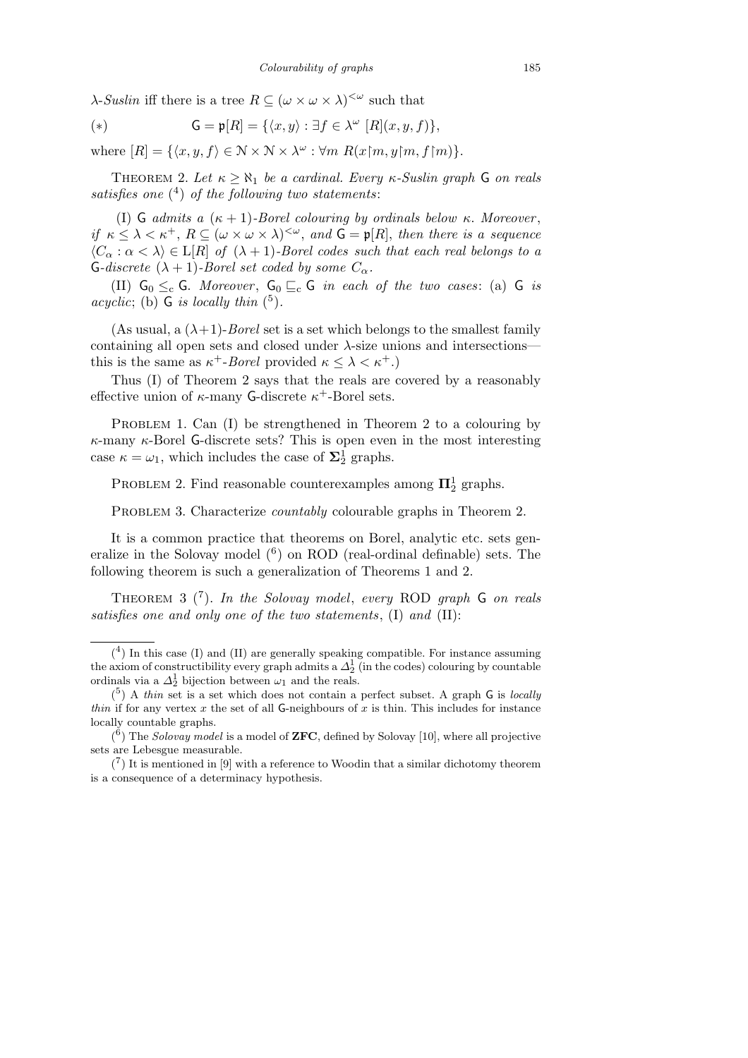$\lambda$-*Suslin* iff there is a tree $R \subseteq (\omega \times \omega \times \lambda)^{<\omega}$ such that

$$(*) \qquad \mathsf{G} = \mathfrak{p}[R] = \{\langle x, y\rangle : \exists f \in \lambda^\omega \ [R](x, y, f)\},$$

where $[R] = \{\langle x, y, f\rangle \in \mathcal{N} \times \mathcal{N} \times \lambda^\omega : \forall m \ R(x{\restriction}m, y{\restriction}m, f{\restriction}m)\}$.

Theorem 2. *Let $\kappa \geq \aleph_1$ be a cardinal. Every $\kappa$-Suslin graph $\mathsf{G}$ on reals satisfies one* ([4]) *of the following two statements*:

(I) $\mathsf{G}$ *admits a $(\kappa+1)$-Borel colouring by ordinals below $\kappa$. Moreover, if $\kappa \leq \lambda < \kappa^+$, $R \subseteq (\omega \times \omega \times \lambda)^{<\omega}$, and $\mathsf{G} = \mathfrak{p}[R]$, then there is a sequence $\langle C_\alpha : \alpha < \lambda\rangle \in \mathrm{L}[R]$ of $(\lambda+1)$-Borel codes such that each real belongs to a $\mathsf{G}$-discrete $(\lambda+1)$-Borel set coded by some $C_\alpha$.*

(II) $\mathsf{G}_0 \leq_{\mathrm{c}} \mathsf{G}$. *Moreover, $\mathsf{G}_0 \sqsubseteq_{\mathrm{c}} \mathsf{G}$ in each of the two cases*: (a) $\mathsf{G}$ *is acyclic*; (b) $\mathsf{G}$ *is locally thin* ([5]).

(As usual, a $(\lambda+1)$-*Borel* set is a set which belongs to the smallest family containing all open sets and closed under $\lambda$-size unions and intersections—this is the same as $\kappa^+$-*Borel* provided $\kappa \leq \lambda < \kappa^+$.)

Thus (I) of Theorem 2 says that the reals are covered by a reasonably effective union of $\kappa$-many $\mathsf{G}$-discrete $\kappa^+$-Borel sets.

Problem 1. Can (I) be strengthened in Theorem 2 to a colouring by $\kappa$-many $\kappa$-Borel $\mathsf{G}$-discrete sets? This is open even in the most interesting case $\kappa = \omega_1$, which includes the case of $\mathbf{\Sigma}^1_2$ graphs.

Problem 2. Find reasonable counterexamples among $\mathbf{\Pi}^1_2$ graphs.

Problem 3. Characterize *countably* colourable graphs in Theorem 2.

It is a common practice that theorems on Borel, analytic etc. sets generalize in the Solovay model ([6]) on ROD (real-ordinal definable) sets. The following theorem is such a generalization of Theorems 1 and 2.

Theorem 3 ([7]). *In the Solovay model*, *every* ROD *graph* $\mathsf{G}$ *on reals satisfies one and only one of the two statements*, (I) *and* (II):

---

([4]) In this case (I) and (II) are generally speaking compatible. For instance assuming the axiom of constructibility every graph admits a $\Delta^1_2$ (in the codes) colouring by countable ordinals via a $\Delta^1_2$ bijection between $\omega_1$ and the reals.

([5]) A *thin* set is a set which does not contain a perfect subset. A graph $\mathsf{G}$ is *locally thin* if for any vertex $x$ the set of all $\mathsf{G}$-neighbours of $x$ is thin. This includes for instance locally countable graphs.

([6]) The *Solovay model* is a model of **ZFC**, defined by Solovay [10], where all projective sets are Lebesgue measurable.

([7]) It is mentioned in [9] with a reference to Woodin that a similar dichotomy theorem is a consequence of a determinacy hypothesis.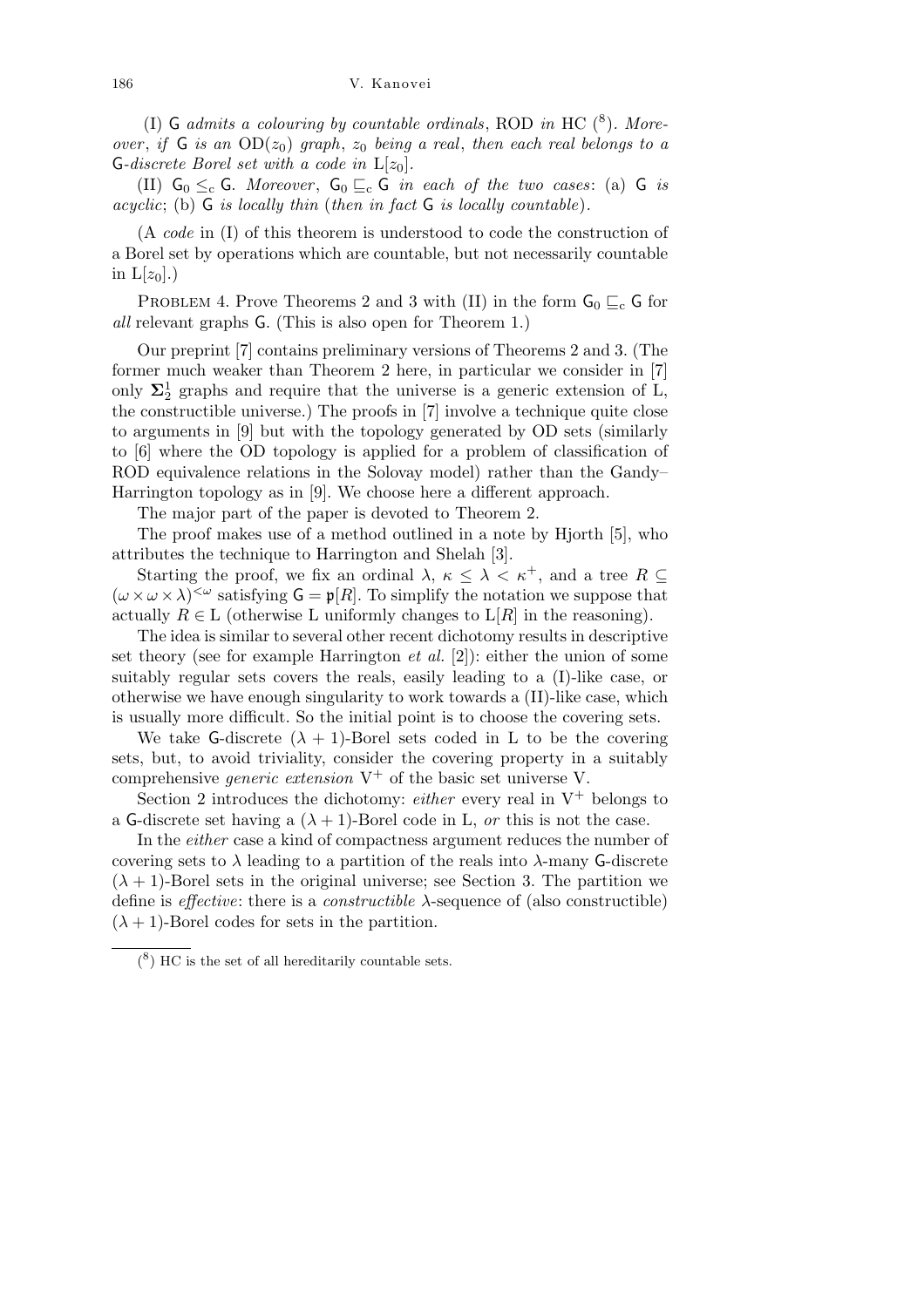(I) $\mathsf{G}$ *admits a colouring by countable ordinals*, ROD *in* HC [8]. *Moreover*, *if* $\mathsf{G}$ *is an* $\mathrm{OD}(z_0)$ *graph*, $z_0$ *being a real*, *then each real belongs to a* $\mathsf{G}$*-discrete Borel set with a code in* $\mathrm{L}[z_0]$.

(II) $\mathsf{G}_0 \leq_{\mathrm{c}} \mathsf{G}$. *Moreover*, $\mathsf{G}_0 \sqsubseteq_{\mathrm{c}} \mathsf{G}$ *in each of the two cases*: (a) $\mathsf{G}$ *is acyclic*; (b) $\mathsf{G}$ *is locally thin* (*then in fact* $\mathsf{G}$ *is locally countable*).

(A *code* in (I) of this theorem is understood to code the construction of a Borel set by operations which are countable, but not necessarily countable in $\mathrm{L}[z_0]$.)

PROBLEM 4. Prove Theorems 2 and 3 with (II) in the form $\mathsf{G}_0 \sqsubseteq_{\mathrm{c}} \mathsf{G}$ for *all* relevant graphs $\mathsf{G}$. (This is also open for Theorem 1.)

Our preprint [7] contains preliminary versions of Theorems 2 and 3. (The former much weaker than Theorem 2 here, in particular we consider in [7] only $\boldsymbol{\Sigma}^1_2$ graphs and require that the universe is a generic extension of L, the constructible universe.) The proofs in [7] involve a technique quite close to arguments in [9] but with the topology generated by OD sets (similarly to [6] where the OD topology is applied for a problem of classification of ROD equivalence relations in the Solovay model) rather than the Gandy–Harrington topology as in [9]. We choose here a different approach.

The major part of the paper is devoted to Theorem 2.

The proof makes use of a method outlined in a note by Hjorth [5], who attributes the technique to Harrington and Shelah [3].

Starting the proof, we fix an ordinal $\lambda$, $\kappa \leq \lambda < \kappa^+$, and a tree $R \subseteq (\omega\times\omega\times\lambda)^{<\omega}$ satisfying $\mathsf{G} = \mathfrak{p}[R]$. To simplify the notation we suppose that actually $R \in \mathrm{L}$ (otherwise L uniformly changes to $\mathrm{L}[R]$ in the reasoning).

The idea is similar to several other recent dichotomy results in descriptive set theory (see for example Harrington *et al.* [2]): either the union of some suitably regular sets covers the reals, easily leading to a (I)-like case, or otherwise we have enough singularity to work towards a (II)-like case, which is usually more difficult. So the initial point is to choose the covering sets.

We take $\mathsf{G}$-discrete $(\lambda+1)$-Borel sets coded in L to be the covering sets, but, to avoid triviality, consider the covering property in a suitably comprehensive *generic extension* $\mathrm{V}^+$ of the basic set universe V.

Section 2 introduces the dichotomy: *either* every real in $\mathrm{V}^+$ belongs to a $\mathsf{G}$-discrete set having a $(\lambda+1)$-Borel code in L, *or* this is not the case.

In the *either* case a kind of compactness argument reduces the number of covering sets to $\lambda$ leading to a partition of the reals into $\lambda$-many $\mathsf{G}$-discrete $(\lambda+1)$-Borel sets in the original universe; see Section 3. The partition we define is *effective*: there is a *constructible* $\lambda$-sequence of (also constructible) $(\lambda+1)$-Borel codes for sets in the partition.

[8] HC is the set of all hereditarily countable sets.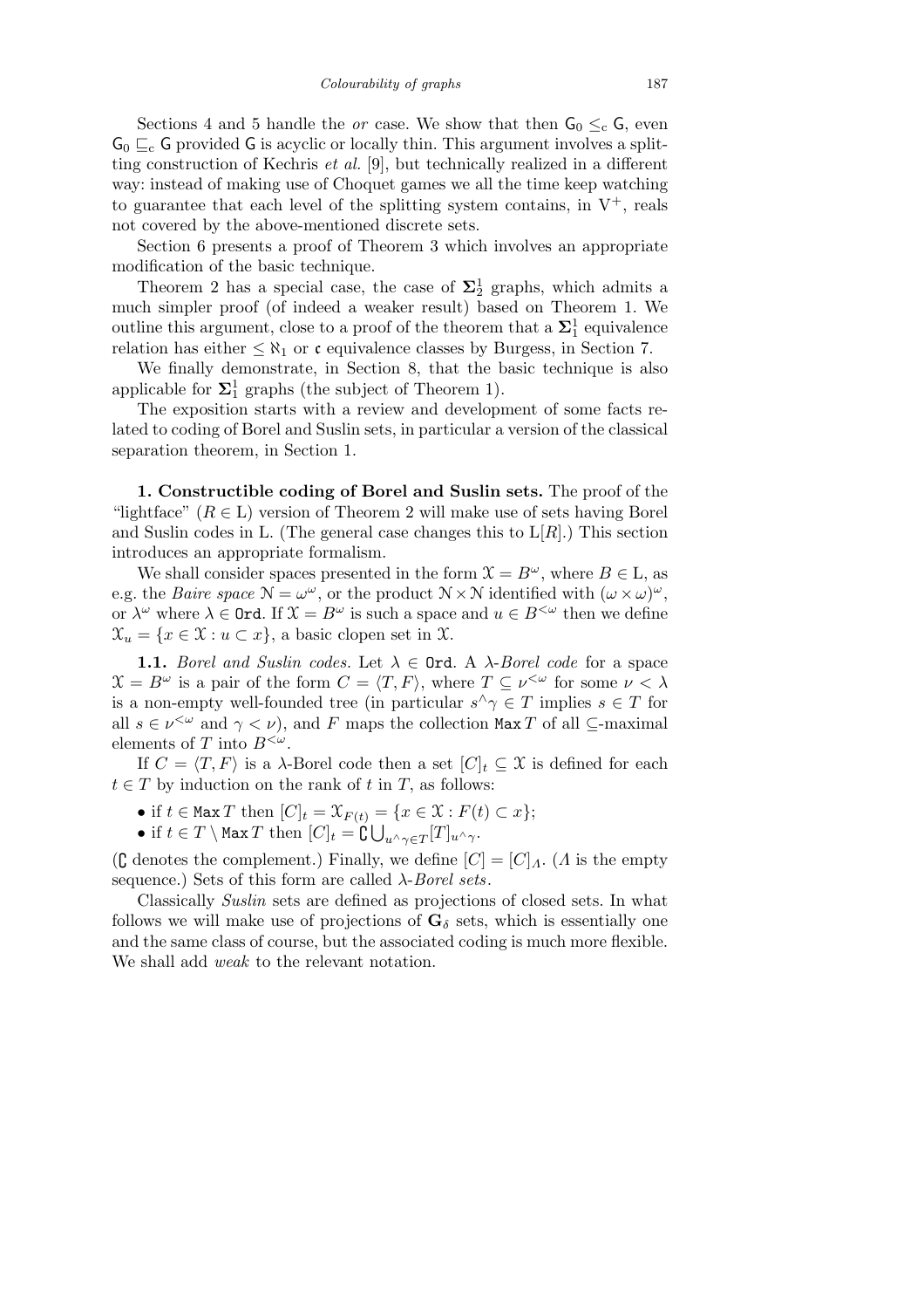Sections 4 and 5 handle the *or* case. We show that then $\mathsf{G}_0 \le_{\rm c} \mathsf{G}$, even $\mathsf{G}_0 \sqsubseteq_{\rm c} \mathsf{G}$ provided $\mathsf{G}$ is acyclic or locally thin. This argument involves a splitting construction of Kechris *et al.* [9], but technically realized in a different way: instead of making use of Choquet games we all the time keep watching to guarantee that each level of the splitting system contains, in $\mathrm{V}^+$, reals not covered by the above-mentioned discrete sets.

Section 6 presents a proof of Theorem 3 which involves an appropriate modification of the basic technique.

Theorem 2 has a special case, the case of $\mathbf{\Sigma}^1_2$ graphs, which admits a much simpler proof (of indeed a weaker result) based on Theorem 1. We outline this argument, close to a proof of the theorem that a $\mathbf{\Sigma}^1_1$ equivalence relation has either $\le \aleph_1$ or $\mathfrak{c}$ equivalence classes by Burgess, in Section 7.

We finally demonstrate, in Section 8, that the basic technique is also applicable for $\mathbf{\Sigma}^1_1$ graphs (the subject of Theorem 1).

The exposition starts with a review and development of some facts related to coding of Borel and Suslin sets, in particular a version of the classical separation theorem, in Section 1.

**1. Constructible coding of Borel and Suslin sets.** The proof of the "lightface" ($R \in \mathrm{L}$) version of Theorem 2 will make use of sets having Borel and Suslin codes in L. (The general case changes this to $\mathrm{L}[R]$.) This section introduces an appropriate formalism.

We shall consider spaces presented in the form $\mathcal{X} = B^\omega$, where $B \in \mathrm{L}$, as e.g. the *Baire space* $\mathcal{N} = \omega^\omega$, or the product $\mathcal{N} \times \mathcal{N}$ identified with $(\omega \times \omega)^\omega$, or $\lambda^\omega$ where $\lambda \in \mathtt{Ord}$. If $\mathcal{X} = B^\omega$ is such a space and $u \in B^{<\omega}$ then we define $\mathcal{X}_u = \{x \in \mathcal{X} : u \subset x\}$, a basic clopen set in $\mathcal{X}$.

**1.1.** *Borel and Suslin codes.* Let $\lambda \in \mathtt{Ord}$. A $\lambda$-*Borel code* for a space $\mathcal{X} = B^\omega$ is a pair of the form $C = \langle T, F\rangle$, where $T \subseteq \nu^{<\omega}$ for some $\nu < \lambda$ is a non-empty well-founded tree (in particular $s^\wedge\gamma \in T$ implies $s \in T$ for all $s \in \nu^{<\omega}$ and $\gamma < \nu$), and $F$ maps the collection $\mathtt{Max}\, T$ of all $\subseteq$-maximal elements of $T$ into $B^{<\omega}$.

If $C = \langle T, F\rangle$ is a $\lambda$-Borel code then a set $[C]_t \subseteq \mathcal{X}$ is defined for each $t \in T$ by induction on the rank of $t$ in $T$, as follows:

- if $t \in \mathtt{Max}\, T$ then $[C]_t = \mathcal{X}_{F(t)} = \{x \in \mathcal{X} : F(t) \subset x\}$;
- if $t \in T \setminus \mathtt{Max}\, T$ then $[C]_t = \complement \bigcup_{u^\wedge\gamma \in T} [T]_{u^\wedge\gamma}$.

($\complement$ denotes the complement.) Finally, we define $[C] = [C]_\Lambda$. ($\Lambda$ is the empty sequence.) Sets of this form are called $\lambda$-*Borel sets*.

Classically *Suslin* sets are defined as projections of closed sets. In what follows we will make use of projections of $\mathbf{G}_\delta$ sets, which is essentially one and the same class of course, but the associated coding is much more flexible. We shall add *weak* to the relevant notation.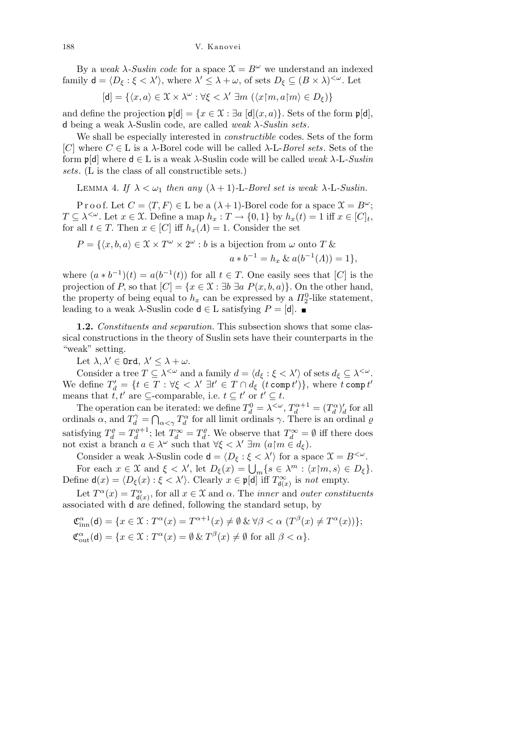By a *weak $\lambda$-Suslin code* for a space $\mathcal{X} = B^\omega$ we understand an indexed family $\mathsf{d} = \langle D_\xi : \xi < \lambda' \rangle$, where $\lambda' \le \lambda + \omega$, of sets $D_\xi \subseteq (B \times \lambda)^{<\omega}$. Let

$$[\mathsf{d}] = \{\langle x, a\rangle \in \mathcal{X} \times \lambda^\omega : \forall \xi < \lambda' \; \exists m \; (\langle x{\restriction}m, a{\restriction}m\rangle \in D_\xi)\}$$

and define the projection $\mathfrak{p}[\mathsf{d}] = \{x \in \mathcal{X} : \exists a \; [\mathsf{d}](x,a)\}$. Sets of the form $\mathfrak{p}[\mathsf{d}]$, $\mathsf{d}$ being a weak $\lambda$-Suslin code, are called *weak $\lambda$-Suslin sets*.

We shall be especially interested in *constructible* codes. Sets of the form $[C]$ where $C \in \mathrm{L}$ is a $\lambda$-Borel code will be called *$\lambda$-*L*-Borel sets*. Sets of the form $\mathfrak{p}[\mathsf{d}]$ where $\mathsf{d} \in \mathrm{L}$ is a weak $\lambda$-Suslin code will be called *weak $\lambda$-*L*-Suslin sets*. (L is the class of all constructible sets.)

Lemma 4. *If $\lambda < \omega_1$ then any $(\lambda+1)$-*L*-Borel set is weak $\lambda$-*L*-Suslin.*

Proof. Let $C = \langle T, F\rangle \in \mathrm{L}$ be a $(\lambda+1)$-Borel code for a space $\mathcal{X} = B^\omega$; $T \subseteq \lambda^{<\omega}$. Let $x \in \mathcal{X}$. Define a map $h_x : T \to \{0,1\}$ by $h_x(t) = 1$ iff $x \in [C]_t$, for all $t \in T$. Then $x \in [C]$ iff $h_x(\Lambda) = 1$. Consider the set

$$P = \{\langle x, b, a\rangle \in \mathcal{X} \times T^\omega \times 2^\omega : b \text{ is a bijection from } \omega \text{ onto } T \;\&\; a * b^{-1} = h_x \;\&\; a(b^{-1}(\Lambda)) = 1\},$$

where $(a * b^{-1})(t) = a(b^{-1}(t))$ for all $t \in T$. One easily sees that $[C]$ is the projection of $P$, so that $[C] = \{x \in \mathcal{X} : \exists b \; \exists a \; P(x,b,a)\}$. On the other hand, the property of being equal to $h_x$ can be expressed by a $\Pi^0_2$-like statement, leading to a weak $\lambda$-Suslin code $\mathsf{d} \in \mathrm{L}$ satisfying $P = [\mathsf{d}]$. ■

**1.2.** *Constituents and separation.* This subsection shows that some classical constructions in the theory of Suslin sets have their counterparts in the "weak" setting.

Let $\lambda, \lambda' \in \mathtt{Ord}$, $\lambda' \le \lambda + \omega$.

Consider a tree $T \subseteq \lambda^{<\omega}$ and a family $d = \langle d_\xi : \xi < \lambda' \rangle$ of sets $d_\xi \subseteq \lambda^{<\omega}$. We define $T'_d = \{t \in T : \forall \xi < \lambda' \; \exists t' \in T \cap d_\xi \; (t \;\mathtt{comp}\; t')\}$, where $t \;\mathtt{comp}\; t'$ means that $t, t'$ are $\subseteq$-comparable, i.e. $t \subseteq t'$ or $t' \subseteq t$.

The operation can be iterated: we define $T^0_d = \lambda^{<\omega}$, $T^{\alpha+1}_d = (T^\alpha_d)'_d$ for all ordinals $\alpha$, and $T^\gamma_d = \bigcap_{\alpha<\gamma} T^\alpha_d$ for all limit ordinals $\gamma$. There is an ordinal $\varrho$ satisfying $T^\varrho_d = T^{\varrho+1}_d$; let $T^\infty_d = T^\varrho_d$. We observe that $T^\infty_d = \emptyset$ iff there does not exist a branch $a \in \lambda^\omega$ such that $\forall \xi < \lambda' \; \exists m \; (a{\restriction}m \in d_\xi)$.

Consider a weak $\lambda$-Suslin code $\mathsf{d} = \langle D_\xi : \xi < \lambda' \rangle$ for a space $\mathcal{X} = B^{<\omega}$.

For each $x \in \mathcal{X}$ and $\xi < \lambda'$, let $D_\xi(x) = \bigcup_m \{s \in \lambda^m : \langle x{\restriction}m, s\rangle \in D_\xi\}$. Define $\mathsf{d}(x) = \langle D_\xi(x) : \xi < \lambda' \rangle$. Clearly $x \in \mathfrak{p}[\mathsf{d}]$ iff $T^\infty_{\mathsf{d}(x)}$ is *not* empty.

Let $T^\alpha(x) = T^\alpha_{\mathsf{d}(x)}$, for all $x \in \mathcal{X}$ and $\alpha$. The *inner* and *outer constituents* associated with $\mathsf{d}$ are defined, following the standard setup, by

$$\mathfrak{C}^\alpha_{\mathrm{inn}}(\mathsf{d}) = \{x \in \mathcal{X} : T^\alpha(x) = T^{\alpha+1}(x) \ne \emptyset \;\&\; \forall \beta < \alpha \; (T^\beta(x) \ne T^\alpha(x))\};$$

$$\mathfrak{C}^\alpha_{\mathrm{out}}(\mathsf{d}) = \{x \in \mathcal{X} : T^\alpha(x) = \emptyset \;\&\; T^\beta(x) \ne \emptyset \text{ for all } \beta < \alpha\}.$$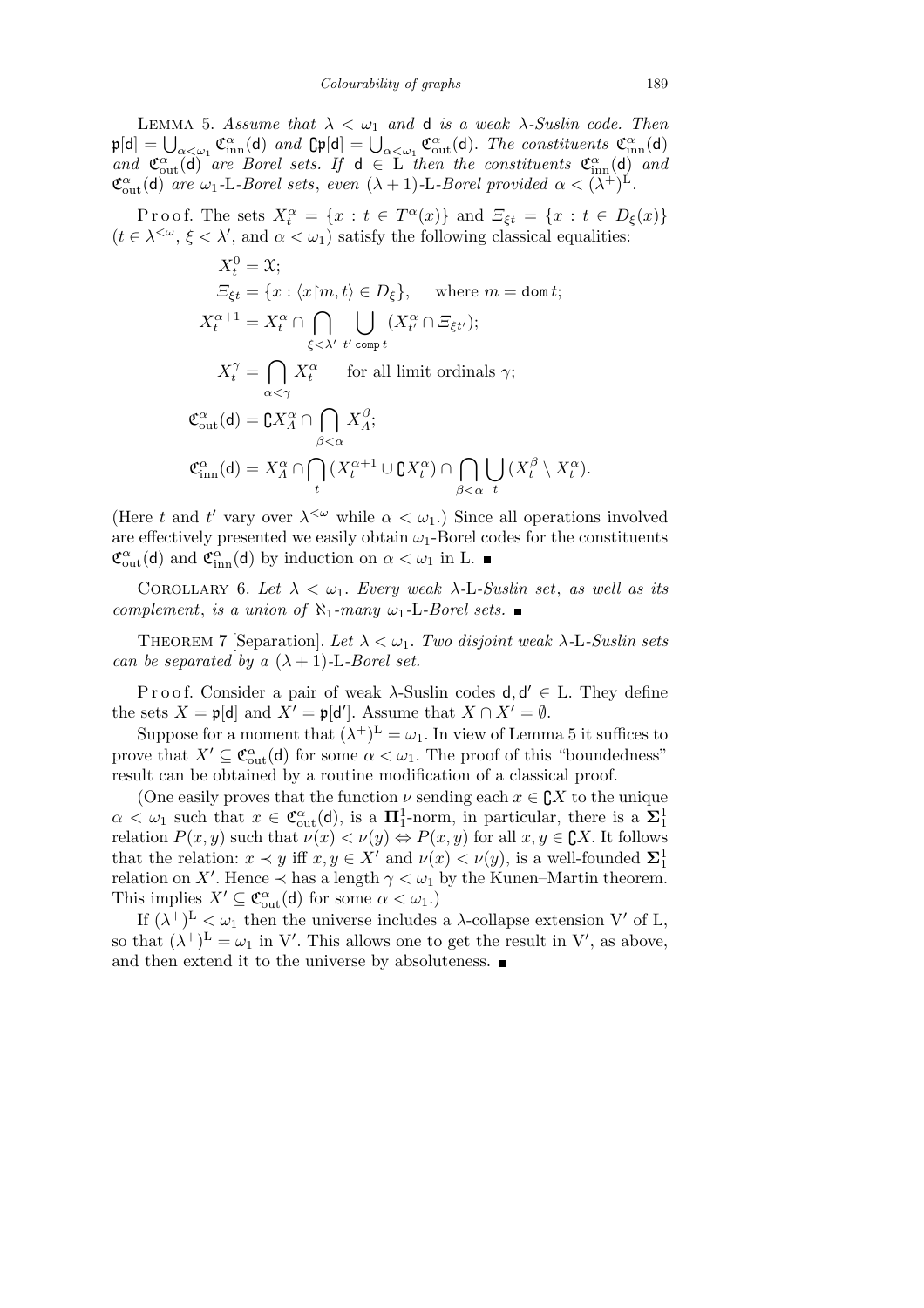LEMMA 5. *Assume that* $\lambda < \omega_1$ *and* $\mathsf{d}$ *is a weak* $\lambda$*-Suslin code. Then* $\mathfrak{p}[\mathsf{d}] = \bigcup_{\alpha<\omega_1} \mathfrak{C}^\alpha_{\rm inn}(\mathsf{d})$ *and* $\complement\mathfrak{p}[\mathsf{d}] = \bigcup_{\alpha<\omega_1} \mathfrak{C}^\alpha_{\rm out}(\mathsf{d})$. *The constituents* $\mathfrak{C}^\alpha_{\rm inn}(\mathsf{d})$ *and* $\mathfrak{C}^\alpha_{\rm out}(\mathsf{d})$ *are Borel sets. If* $\mathsf{d} \in \mathrm{L}$ *then the constituents* $\mathfrak{C}^\alpha_{\rm inn}(\mathsf{d})$ *and* $\mathfrak{C}^\alpha_{\rm out}(\mathsf{d})$ *are* $\omega_1$*-*L*-Borel sets*, *even* $(\lambda+1)$*-*L*-Borel provided* $\alpha < (\lambda^+)^{\mathrm{L}}$.

Proof. The sets $X^\alpha_t = \{x : t \in T^\alpha(x)\}$ and $\Xi_{\xi t} = \{x : t \in D_\xi(x)\}$ ($t \in \lambda^{<\omega}$, $\xi < \lambda'$, and $\alpha < \omega_1$) satisfy the following classical equalities:

$$
\begin{aligned}
X^0_t &= \mathfrak{X};\\
\Xi_{\xi t} &= \{x : \langle x{\restriction}m, t\rangle \in D_\xi\}, \qquad \text{where } m = \mathsf{dom}\, t;\\
X^{\alpha+1}_t &= X^\alpha_t \cap \bigcap_{\xi<\lambda'} \bigcup_{t' \,\mathsf{comp}\, t} (X^\alpha_{t'} \cap \Xi_{\xi t'});\\
X^\gamma_t &= \bigcap_{\alpha<\gamma} X^\alpha_t \qquad \text{for all limit ordinals } \gamma;\\
\mathfrak{C}^\alpha_{\rm out}(\mathsf{d}) &= \complement X^\alpha_\Lambda \cap \bigcap_{\beta<\alpha} X^\beta_\Lambda;\\
\mathfrak{C}^\alpha_{\rm inn}(\mathsf{d}) &= X^\alpha_\Lambda \cap \bigcap_t (X^{\alpha+1}_t \cup \complement X^\alpha_t) \cap \bigcap_{\beta<\alpha} \bigcup_t (X^\beta_t \setminus X^\alpha_t).
\end{aligned}
$$

(Here $t$ and $t'$ vary over $\lambda^{<\omega}$ while $\alpha < \omega_1$.) Since all operations involved are effectively presented we easily obtain $\omega_1$-Borel codes for the constituents $\mathfrak{C}^\alpha_{\rm out}(\mathsf{d})$ and $\mathfrak{C}^\alpha_{\rm inn}(\mathsf{d})$ by induction on $\alpha < \omega_1$ in L. ∎

COROLLARY 6. *Let* $\lambda < \omega_1$. *Every weak* $\lambda$*-*L*-Suslin set*, *as well as its complement*, *is a union of* $\aleph_1$*-many* $\omega_1$*-*L*-Borel sets.* ∎

THEOREM 7 [Separation]. *Let* $\lambda < \omega_1$. *Two disjoint weak* $\lambda$*-*L*-Suslin sets can be separated by a* $(\lambda+1)$*-*L*-Borel set.*

Proof. Consider a pair of weak $\lambda$-Suslin codes $\mathsf{d}, \mathsf{d}' \in \mathrm{L}$. They define the sets $X = \mathfrak{p}[\mathsf{d}]$ and $X' = \mathfrak{p}[\mathsf{d}']$. Assume that $X \cap X' = \emptyset$.

Suppose for a moment that $(\lambda^+)^{\mathrm{L}} = \omega_1$. In view of Lemma 5 it suffices to prove that $X' \subseteq \mathfrak{C}^\alpha_{\rm out}(\mathsf{d})$ for some $\alpha < \omega_1$. The proof of this "boundedness" result can be obtained by a routine modification of a classical proof.

(One easily proves that the function $\nu$ sending each $x \in \complement X$ to the unique $\alpha < \omega_1$ such that $x \in \mathfrak{C}^\alpha_{\rm out}(\mathsf{d})$, is a $\mathbf{\Pi}^1_1$-norm, in particular, there is a $\mathbf{\Sigma}^1_1$ relation $P(x,y)$ such that $\nu(x) < \nu(y) \Leftrightarrow P(x,y)$ for all $x, y \in \complement X$. It follows that the relation: $x \prec y$ iff $x, y \in X'$ and $\nu(x) < \nu(y)$, is a well-founded $\mathbf{\Sigma}^1_1$ relation on $X'$. Hence $\prec$ has a length $\gamma < \omega_1$ by the Kunen–Martin theorem. This implies $X' \subseteq \mathfrak{C}^\alpha_{\rm out}(\mathsf{d})$ for some $\alpha < \omega_1$.)

If $(\lambda^+)^{\mathrm{L}} < \omega_1$ then the universe includes a $\lambda$-collapse extension $\mathrm{V}'$ of L, so that $(\lambda^+)^{\mathrm{L}} = \omega_1$ in $\mathrm{V}'$. This allows one to get the result in $\mathrm{V}'$, as above, and then extend it to the universe by absoluteness. ∎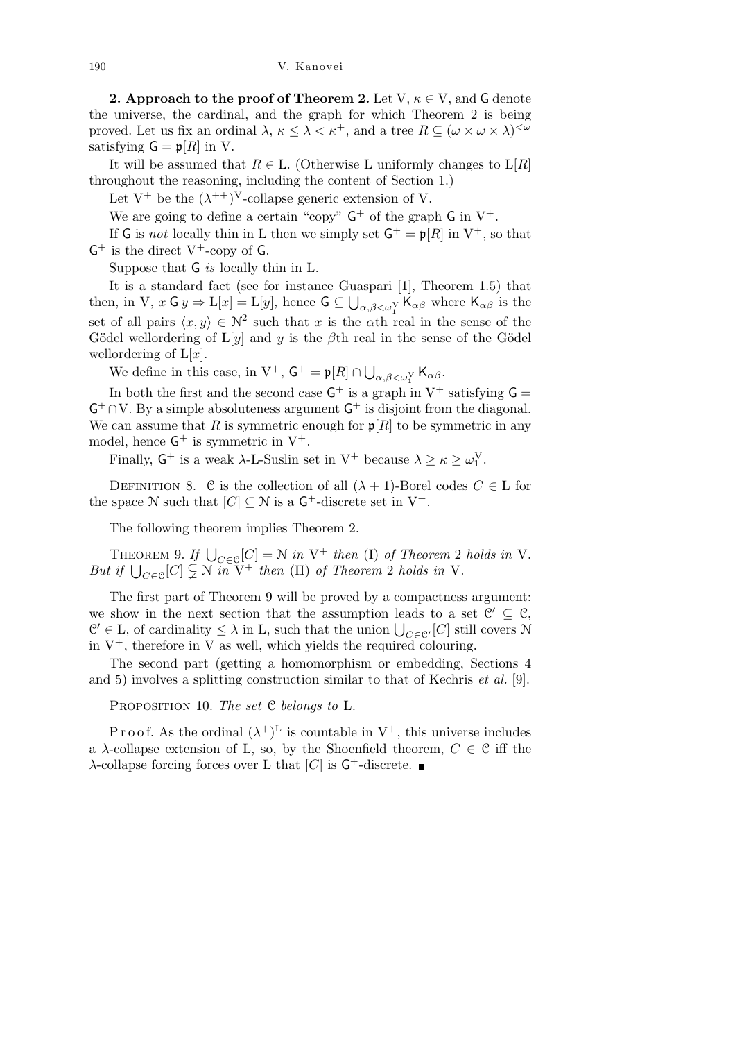**2. Approach to the proof of Theorem 2.** Let $\mathrm{V}$, $\kappa \in \mathrm{V}$, and $\mathsf{G}$ denote the universe, the cardinal, and the graph for which Theorem 2 is being proved. Let us fix an ordinal $\lambda$, $\kappa \le \lambda < \kappa^+$, and a tree $R \subseteq (\omega \times \omega \times \lambda)^{<\omega}$ satisfying $\mathsf{G} = \mathfrak{p}[R]$ in $\mathrm{V}$.

It will be assumed that $R \in \mathrm{L}$. (Otherwise $\mathrm{L}$ uniformly changes to $\mathrm{L}[R]$ throughout the reasoning, including the content of Section 1.)

Let $\mathrm{V}^+$ be the $(\lambda^{++})^{\mathrm{V}}$-collapse generic extension of $\mathrm{V}$.

We are going to define a certain "copy" $\mathsf{G}^+$ of the graph $\mathsf{G}$ in $\mathrm{V}^+$.

If $\mathsf{G}$ is *not* locally thin in $\mathrm{L}$ then we simply set $\mathsf{G}^+ = \mathfrak{p}[R]$ in $\mathrm{V}^+$, so that $\mathsf{G}^+$ is the direct $\mathrm{V}^+$-copy of $\mathsf{G}$.

Suppose that $\mathsf{G}$ *is* locally thin in $\mathrm{L}$.

It is a standard fact (see for instance Guaspari [1], Theorem 1.5) that then, in $\mathrm{V}$, $x \,\mathsf{G}\, y \Rightarrow \mathrm{L}[x] = \mathrm{L}[y]$, hence $\mathsf{G} \subseteq \bigcup_{\alpha,\beta<\omega_1^{\mathrm{V}}} \mathsf{K}_{\alpha\beta}$ where $\mathsf{K}_{\alpha\beta}$ is the set of all pairs $\langle x, y\rangle \in \mathcal{N}^2$ such that $x$ is the $\alpha$th real in the sense of the Gödel wellordering of $\mathrm{L}[y]$ and $y$ is the $\beta$th real in the sense of the Gödel wellordering of $\mathrm{L}[x]$.

We define in this case, in $\mathrm{V}^+$, $\mathsf{G}^+ = \mathfrak{p}[R] \cap \bigcup_{\alpha,\beta<\omega_1^{\mathrm{V}}} \mathsf{K}_{\alpha\beta}$.

In both the first and the second case $\mathsf{G}^+$ is a graph in $\mathrm{V}^+$ satisfying $\mathsf{G} = \mathsf{G}^+ \cap \mathrm{V}$. By a simple absoluteness argument $\mathsf{G}^+$ is disjoint from the diagonal. We can assume that $R$ is symmetric enough for $\mathfrak{p}[R]$ to be symmetric in any model, hence $\mathsf{G}^+$ is symmetric in $\mathrm{V}^+$.

Finally, $\mathsf{G}^+$ is a weak $\lambda$-$\mathrm{L}$-Suslin set in $\mathrm{V}^+$ because $\lambda \ge \kappa \ge \omega_1^{\mathrm{V}}$.

Definition 8. $\mathcal{C}$ is the collection of all $(\lambda+1)$-Borel codes $C \in \mathrm{L}$ for the space $\mathcal{N}$ such that $[C] \subseteq \mathcal{N}$ is a $\mathsf{G}^+$-discrete set in $\mathrm{V}^+$.

The following theorem implies Theorem 2.

Theorem 9. *If* $\bigcup_{C\in\mathcal{C}}[C] = \mathcal{N}$ *in* $\mathrm{V}^+$ *then* (I) *of Theorem* 2 *holds in* $\mathrm{V}$. *But if* $\bigcup_{C\in\mathcal{C}}[C] \subsetneqq \mathcal{N}$ *in* $\mathrm{V}^+$ *then* (II) *of Theorem* 2 *holds in* $\mathrm{V}$.

The first part of Theorem 9 will be proved by a compactness argument: we show in the next section that the assumption leads to a set $\mathcal{C}' \subseteq \mathcal{C}$, $\mathcal{C}' \in \mathrm{L}$, of cardinality $\le \lambda$ in $\mathrm{L}$, such that the union $\bigcup_{C\in\mathcal{C}'}[C]$ still covers $\mathcal{N}$ in $\mathrm{V}^+$, therefore in $\mathrm{V}$ as well, which yields the required colouring.

The second part (getting a homomorphism or embedding, Sections 4 and 5) involves a splitting construction similar to that of Kechris *et al.* [9].

Proposition 10. *The set* $\mathcal{C}$ *belongs to* $\mathrm{L}$.

Proof. As the ordinal $(\lambda^+)^{\mathrm{L}}$ is countable in $\mathrm{V}^+$, this universe includes a $\lambda$-collapse extension of $\mathrm{L}$, so, by the Shoenfield theorem, $C \in \mathcal{C}$ iff the $\lambda$-collapse forcing forces over $\mathrm{L}$ that $[C]$ is $\mathsf{G}^+$-discrete. ∎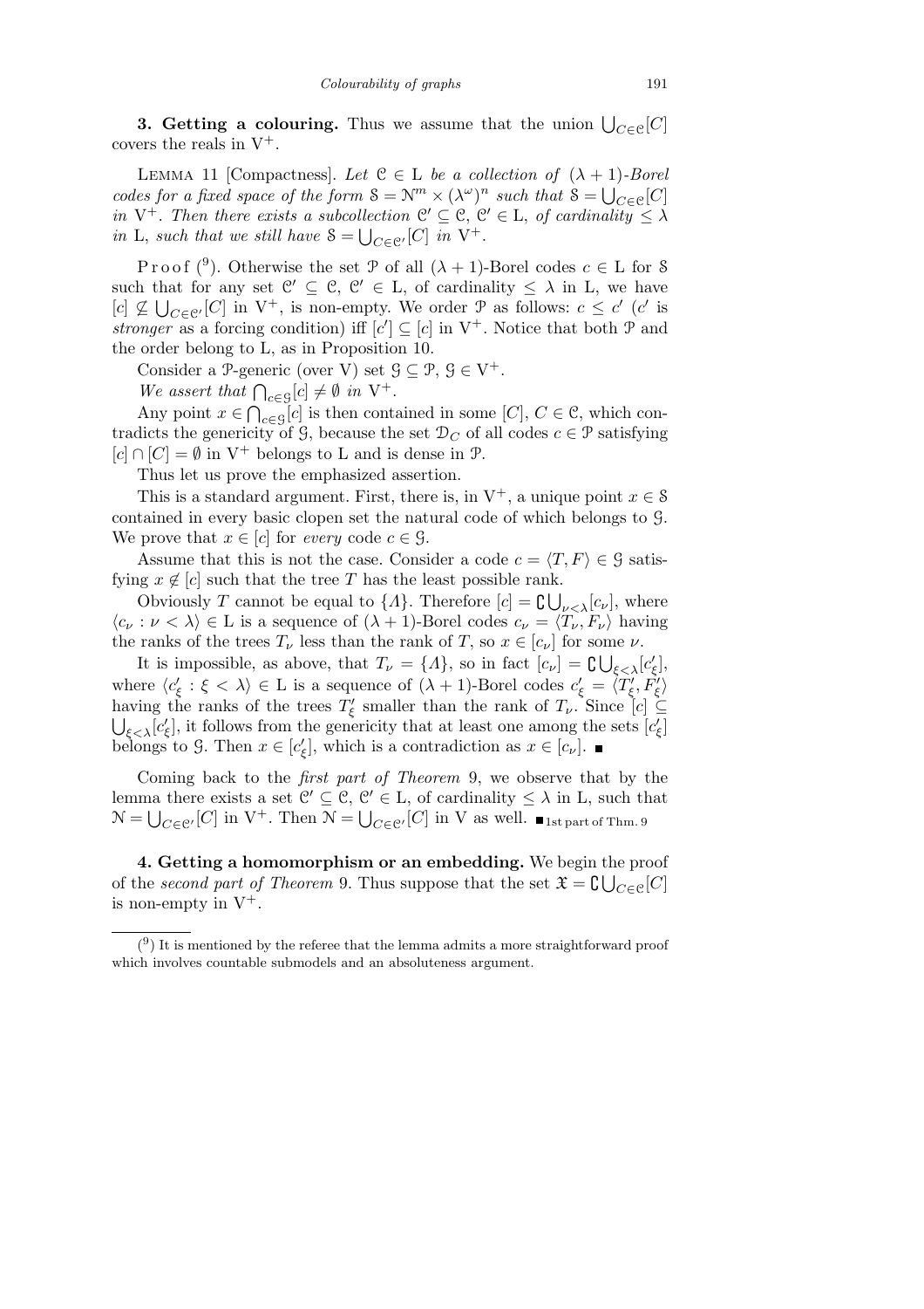**3. Getting a colouring.** Thus we assume that the union $\bigcup_{C\in\mathcal{C}}[C]$ covers the reals in $\mathrm{V}^+$.

Lemma 11 [Compactness]. *Let $\mathcal{C} \in \mathrm{L}$ be a collection of $(\lambda+1)$-Borel codes for a fixed space of the form $\mathcal{S} = \mathcal{N}^m \times (\lambda^\omega)^n$ such that $\mathcal{S} = \bigcup_{C\in\mathcal{C}}[C]$ in $\mathrm{V}^+$. Then there exists a subcollection $\mathcal{C}' \subseteq \mathcal{C}$, $\mathcal{C}' \in \mathrm{L}$, of cardinality $\le \lambda$ in* L, *such that we still have $\mathcal{S} = \bigcup_{C\in\mathcal{C}'}[C]$ in $\mathrm{V}^+$.*

Proof ([9]). Otherwise the set $\mathcal{P}$ of all $(\lambda+1)$-Borel codes $c \in \mathrm{L}$ for $\mathcal{S}$ such that for any set $\mathcal{C}' \subseteq \mathcal{C}$, $\mathcal{C}' \in \mathrm{L}$, of cardinality $\le \lambda$ in L, we have $[c] \not\subseteq \bigcup_{C\in\mathcal{C}'}[C]$ in $\mathrm{V}^+$, is non-empty. We order $\mathcal{P}$ as follows: $c \le c'$ ($c'$ is *stronger* as a forcing condition) iff $[c'] \subseteq [c]$ in $\mathrm{V}^+$. Notice that both $\mathcal{P}$ and the order belong to L, as in Proposition 10.

Consider a $\mathcal{P}$-generic (over V) set $\mathcal{G} \subseteq \mathcal{P}$, $\mathcal{G} \in \mathrm{V}^+$.

*We assert that $\bigcap_{c\in\mathcal{G}}[c] \ne \emptyset$ in $\mathrm{V}^+$.*

Any point $x \in \bigcap_{c\in\mathcal{G}}[c]$ is then contained in some $[C]$, $C \in \mathcal{C}$, which contradicts the genericity of $\mathcal{G}$, because the set $\mathcal{D}_C$ of all codes $c \in \mathcal{P}$ satisfying $[c] \cap [C] = \emptyset$ in $\mathrm{V}^+$ belongs to L and is dense in $\mathcal{P}$.

Thus let us prove the emphasized assertion.

This is a standard argument. First, there is, in $\mathrm{V}^+$, a unique point $x \in \mathcal{S}$ contained in every basic clopen set the natural code of which belongs to $\mathcal{G}$. We prove that $x \in [c]$ for *every* code $c \in \mathcal{G}$.

Assume that this is not the case. Consider a code $c = \langle T, F\rangle \in \mathcal{G}$ satisfying $x \notin [c]$ such that the tree $T$ has the least possible rank.

Obviously $T$ cannot be equal to $\{\Lambda\}$. Therefore $[c] = \complement\bigcup_{\nu<\lambda}[c_\nu]$, where $\langle c_\nu : \nu < \lambda\rangle \in \mathrm{L}$ is a sequence of $(\lambda+1)$-Borel codes $c_\nu = \langle T_\nu, F_\nu\rangle$ having the ranks of the trees $T_\nu$ less than the rank of $T$, so $x \in [c_\nu]$ for some $\nu$.

It is impossible, as above, that $T_\nu = \{\Lambda\}$, so in fact $[c_\nu] = \complement\bigcup_{\xi<\lambda}[c'_\xi]$, where $\langle c'_\xi : \xi < \lambda\rangle \in \mathrm{L}$ is a sequence of $(\lambda+1)$-Borel codes $c'_\xi = \langle T'_\xi, F'_\xi\rangle$ having the ranks of the trees $T'_\xi$ smaller than the rank of $T_\nu$. Since $[c] \subseteq \bigcup_{\xi<\lambda}[c'_\xi]$, it follows from the genericity that at least one among the sets $[c'_\xi]$ belongs to $\mathcal{G}$. Then $x \in [c'_\xi]$, which is a contradiction as $x \in [c_\nu]$. ∎

Coming back to the *first part of Theorem* 9, we observe that by the lemma there exists a set $\mathcal{C}' \subseteq \mathcal{C}$, $\mathcal{C}' \in \mathrm{L}$, of cardinality $\le \lambda$ in L, such that $\mathcal{N} = \bigcup_{C\in\mathcal{C}'}[C]$ in $\mathrm{V}^+$. Then $\mathcal{N} = \bigcup_{C\in\mathcal{C}'}[C]$ in V as well. ∎ 1st part of Thm. 9

**4. Getting a homomorphism or an embedding.** We begin the proof of the *second part of Theorem* 9. Thus suppose that the set $\mathfrak{X} = \complement\bigcup_{C\in\mathcal{C}}[C]$ is non-empty in $\mathrm{V}^+$.

[9] It is mentioned by the referee that the lemma admits a more straightforward proof which involves countable submodels and an absoluteness argument.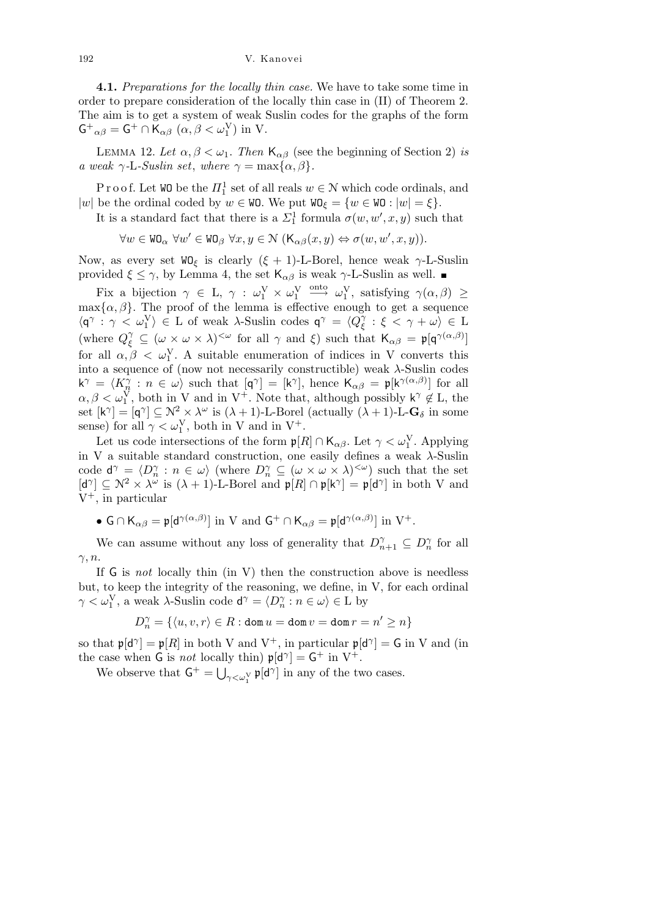**4.1.** *Preparations for the locally thin case.* We have to take some time in order to prepare consideration of the locally thin case in (II) of Theorem 2. The aim is to get a system of weak Suslin codes for the graphs of the form ${\mathsf G^+}_{\alpha\beta} = \mathsf G^+ \cap \mathsf K_{\alpha\beta}$ $(\alpha, \beta < \omega_1^{\rm V})$ in V.

LEMMA 12. *Let* $\alpha, \beta < \omega_1$. *Then* $\mathsf K_{\alpha\beta}$ (see the beginning of Section 2) *is a weak* $\gamma$-L-*Suslin set*, *where* $\gamma = \max\{\alpha, \beta\}$.

Proof. Let $\mathtt{WO}$ be the $\Pi^1_1$ set of all reals $w \in \mathcal N$ which code ordinals, and $|w|$ be the ordinal coded by $w \in \mathtt{WO}$. We put $\mathtt{WO}_\xi = \{w \in \mathtt{WO} : |w| = \xi\}$.

It is a standard fact that there is a $\Sigma^1_1$ formula $\sigma(w, w', x, y)$ such that

$$\forall w \in \mathtt{WO}_\alpha \ \forall w' \in \mathtt{WO}_\beta \ \forall x, y \in \mathcal N \ (\mathsf K_{\alpha\beta}(x, y) \Leftrightarrow \sigma(w, w', x, y)).$$

Now, as every set $\mathtt{WO}_\xi$ is clearly $(\xi + 1)$-L-Borel, hence weak $\gamma$-L-Suslin provided $\xi \le \gamma$, by Lemma 4, the set $\mathsf K_{\alpha\beta}$ is weak $\gamma$-L-Suslin as well. ∎

Fix a bijection $\gamma \in \mathrm L$, $\gamma : \omega_1^{\rm V} \times \omega_1^{\rm V} \xrightarrow{\text{onto}} \omega_1^{\rm V}$, satisfying $\gamma(\alpha, \beta) \ge \max\{\alpha, \beta\}$. The proof of the lemma is effective enough to get a sequence $\langle \mathsf q^\gamma : \gamma < \omega_1^{\rm V}\rangle \in \mathrm L$ of weak $\lambda$-Suslin codes $\mathsf q^\gamma = \langle Q^\gamma_\xi : \xi < \gamma + \omega\rangle \in \mathrm L$ (where $Q^\gamma_\xi \subseteq (\omega \times \omega \times \lambda)^{<\omega}$ for all $\gamma$ and $\xi$) such that $\mathsf K_{\alpha\beta} = \mathfrak p[\mathsf q^{\gamma(\alpha,\beta)}]$ for all $\alpha, \beta < \omega_1^{\rm V}$. A suitable enumeration of indices in V converts this into a sequence of (now not necessarily constructible) weak $\lambda$-Suslin codes $\mathsf k^\gamma = \langle K^\gamma_n : n \in \omega\rangle$ such that $[\mathsf q^\gamma] = [\mathsf k^\gamma]$, hence $\mathsf K_{\alpha\beta} = \mathfrak p[\mathsf k^{\gamma(\alpha,\beta)}]$ for all $\alpha, \beta < \omega_1^{\rm V}$, both in V and in $\mathrm V^+$. Note that, although possibly $\mathsf k^\gamma \notin \mathrm L$, the set $[\mathsf k^\gamma] = [\mathsf q^\gamma] \subseteq \mathcal N^2 \times \lambda^\omega$ is $(\lambda + 1)$-L-Borel (actually $(\lambda+1)$-L-$\mathbf G_\delta$ in some sense) for all $\gamma < \omega_1^{\rm V}$, both in V and in $\mathrm V^+$.

Let us code intersections of the form $\mathfrak p[R] \cap \mathsf K_{\alpha\beta}$. Let $\gamma < \omega_1^{\rm V}$. Applying in V a suitable standard construction, one easily defines a weak $\lambda$-Suslin code $\mathsf d^\gamma = \langle D^\gamma_n : n \in \omega\rangle$ (where $D^\gamma_n \subseteq (\omega \times \omega \times \lambda)^{<\omega}$) such that the set $[\mathsf d^\gamma] \subseteq \mathcal N^2 \times \lambda^\omega$ is $(\lambda + 1)$-L-Borel and $\mathfrak p[R] \cap \mathfrak p[\mathsf k^\gamma] = \mathfrak p[\mathsf d^\gamma]$ in both V and $\mathrm V^+$, in particular

- $\mathsf G \cap \mathsf K_{\alpha\beta} = \mathfrak p[\mathsf d^{\gamma(\alpha,\beta)}]$ in V and $\mathsf G^+ \cap \mathsf K_{\alpha\beta} = \mathfrak p[\mathsf d^{\gamma(\alpha,\beta)}]$ in $\mathrm V^+$.

We can assume without any loss of generality that $D^\gamma_{n+1} \subseteq D^\gamma_n$ for all $\gamma, n$.

If $\mathsf G$ is *not* locally thin (in V) then the construction above is needless but, to keep the integrity of the reasoning, we define, in V, for each ordinal $\gamma < \omega_1^{\rm V}$, a weak $\lambda$-Suslin code $\mathsf d^\gamma = \langle D^\gamma_n : n \in \omega\rangle \in \mathrm L$ by

$$D^\gamma_n = \{\langle u, v, r\rangle \in R : \mathtt{dom}\, u = \mathtt{dom}\, v = \mathtt{dom}\, r = n' \ge n\}$$

so that $\mathfrak p[\mathsf d^\gamma] = \mathfrak p[R]$ in both V and $\mathrm V^+$, in particular $\mathfrak p[\mathsf d^\gamma] = \mathsf G$ in V and (in the case when $\mathsf G$ is *not* locally thin) $\mathfrak p[\mathsf d^\gamma] = \mathsf G^+$ in $\mathrm V^+$.

We observe that $\mathsf G^+ = \bigcup_{\gamma < \omega_1^{\rm V}} \mathfrak p[\mathsf d^\gamma]$ in any of the two cases.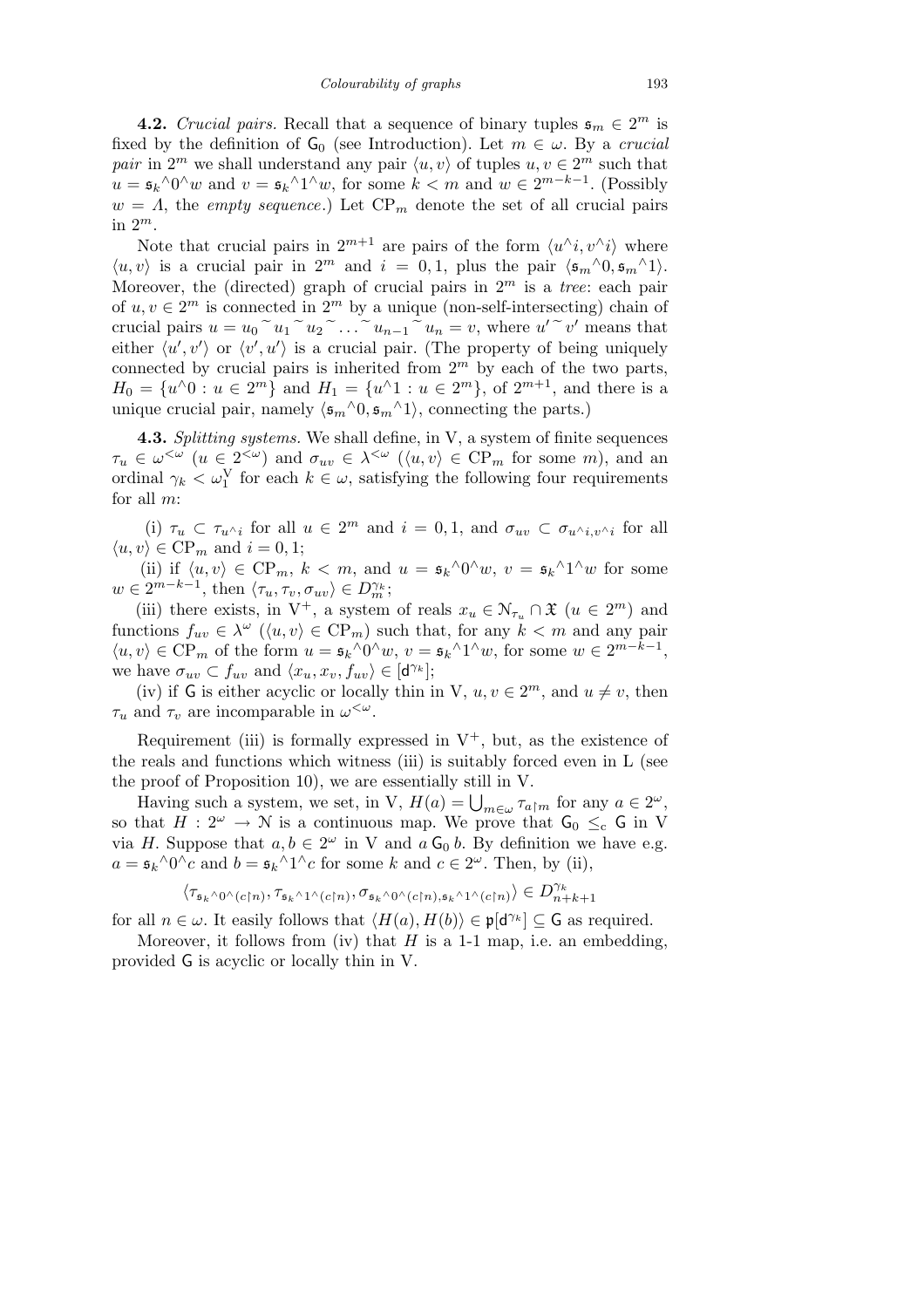**4.2.** *Crucial pairs.* Recall that a sequence of binary tuples $\mathfrak{s}_m \in 2^m$ is fixed by the definition of $\mathsf{G}_0$ (see Introduction). Let $m \in \omega$. By a *crucial pair* in $2^m$ we shall understand any pair $\langle u, v\rangle$ of tuples $u, v \in 2^m$ such that $u = \mathfrak{s}_k{}^\wedge 0^\wedge w$ and $v = \mathfrak{s}_k{}^\wedge 1^\wedge w$, for some $k < m$ and $w \in 2^{m-k-1}$. (Possibly $w = \Lambda$, the *empty sequence*.) Let $\mathrm{CP}_m$ denote the set of all crucial pairs in $2^m$.

Note that crucial pairs in $2^{m+1}$ are pairs of the form $\langle u^\wedge i, v^\wedge i\rangle$ where $\langle u, v\rangle$ is a crucial pair in $2^m$ and $i = 0, 1$, plus the pair $\langle \mathfrak{s}_m{}^\wedge 0, \mathfrak{s}_m{}^\wedge 1\rangle$. Moreover, the (directed) graph of crucial pairs in $2^m$ is a *tree*: each pair of $u, v \in 2^m$ is connected in $2^m$ by a unique (non-self-intersecting) chain of crucial pairs $u = u_0 \,\tilde{}\, u_1 \,\tilde{}\, u_2 \,\tilde{}\, \ldots \,\tilde{}\, u_{n-1} \,\tilde{}\, u_n = v$, where $u' \,\tilde{}\, v'$ means that either $\langle u', v'\rangle$ or $\langle v', u'\rangle$ is a crucial pair. (The property of being uniquely connected by crucial pairs is inherited from $2^m$ by each of the two parts, $H_0 = \{u^\wedge 0 : u \in 2^m\}$ and $H_1 = \{u^\wedge 1 : u \in 2^m\}$, of $2^{m+1}$, and there is a unique crucial pair, namely $\langle \mathfrak{s}_m{}^\wedge 0, \mathfrak{s}_m{}^\wedge 1\rangle$, connecting the parts.)

**4.3.** *Splitting systems.* We shall define, in V, a system of finite sequences $\tau_u \in \omega^{<\omega}$ $(u \in 2^{<\omega})$ and $\sigma_{uv} \in \lambda^{<\omega}$ $(\langle u, v\rangle \in \mathrm{CP}_m$ for some $m)$, and an ordinal $\gamma_k < \omega_1^{\mathrm{V}}$ for each $k \in \omega$, satisfying the following four requirements for all $m$:

(i) $\tau_u \subset \tau_{u^\wedge i}$ for all $u \in 2^m$ and $i = 0, 1$, and $\sigma_{uv} \subset \sigma_{u^\wedge i, v^\wedge i}$ for all $\langle u, v\rangle \in \mathrm{CP}_m$ and $i = 0, 1$;

(ii) if $\langle u, v\rangle \in \mathrm{CP}_m$, $k < m$, and $u = \mathfrak{s}_k{}^\wedge 0^\wedge w$, $v = \mathfrak{s}_k{}^\wedge 1^\wedge w$ for some $w \in 2^{m-k-1}$, then $\langle \tau_u, \tau_v, \sigma_{uv}\rangle \in D_m^{\gamma_k}$;

(iii) there exists, in $\mathrm{V}^+$, a system of reals $x_u \in \mathcal{N}_{\tau_u} \cap \mathfrak{X}$ $(u \in 2^m)$ and functions $f_{uv} \in \lambda^\omega$ $(\langle u, v\rangle \in \mathrm{CP}_m)$ such that, for any $k < m$ and any pair $\langle u, v\rangle \in \mathrm{CP}_m$ of the form $u = \mathfrak{s}_k{}^\wedge 0^\wedge w$, $v = \mathfrak{s}_k{}^\wedge 1^\wedge w$, for some $w \in 2^{m-k-1}$, we have $\sigma_{uv} \subset f_{uv}$ and $\langle x_u, x_v, f_{uv}\rangle \in [\mathsf{d}^{\gamma_k}]$;

(iv) if $\mathsf{G}$ is either acyclic or locally thin in V, $u, v \in 2^m$, and $u \neq v$, then $\tau_u$ and $\tau_v$ are incomparable in $\omega^{<\omega}$.

Requirement (iii) is formally expressed in $\mathrm{V}^+$, but, as the existence of the reals and functions which witness (iii) is suitably forced even in L (see the proof of Proposition 10), we are essentially still in V.

Having such a system, we set, in V, $H(a) = \bigcup_{m\in\omega} \tau_{a\restriction m}$ for any $a \in 2^\omega$, so that $H : 2^\omega \to \mathcal{N}$ is a continuous map. We prove that $\mathsf{G}_0 \le_{\mathrm{c}} \mathsf{G}$ in V via $H$. Suppose that $a, b \in 2^\omega$ in V and $a \,\mathsf{G}_0\, b$. By definition we have e.g. $a = \mathfrak{s}_k{}^\wedge 0^\wedge c$ and $b = \mathfrak{s}_k{}^\wedge 1^\wedge c$ for some $k$ and $c \in 2^\omega$. Then, by (ii),

$$\langle \tau_{\mathfrak{s}_k{}^\wedge 0^\wedge (c\restriction n)}, \tau_{\mathfrak{s}_k{}^\wedge 1^\wedge (c\restriction n)}, \sigma_{\mathfrak{s}_k{}^\wedge 0^\wedge (c\restriction n), \mathfrak{s}_k{}^\wedge 1^\wedge (c\restriction n)}\rangle \in D_{n+k+1}^{\gamma_k}$$

for all $n \in \omega$. It easily follows that $\langle H(a), H(b)\rangle \in \mathfrak{p}[\mathsf{d}^{\gamma_k}] \subseteq \mathsf{G}$ as required.

Moreover, it follows from (iv) that $H$ is a 1-1 map, i.e. an embedding, provided $\mathsf{G}$ is acyclic or locally thin in V.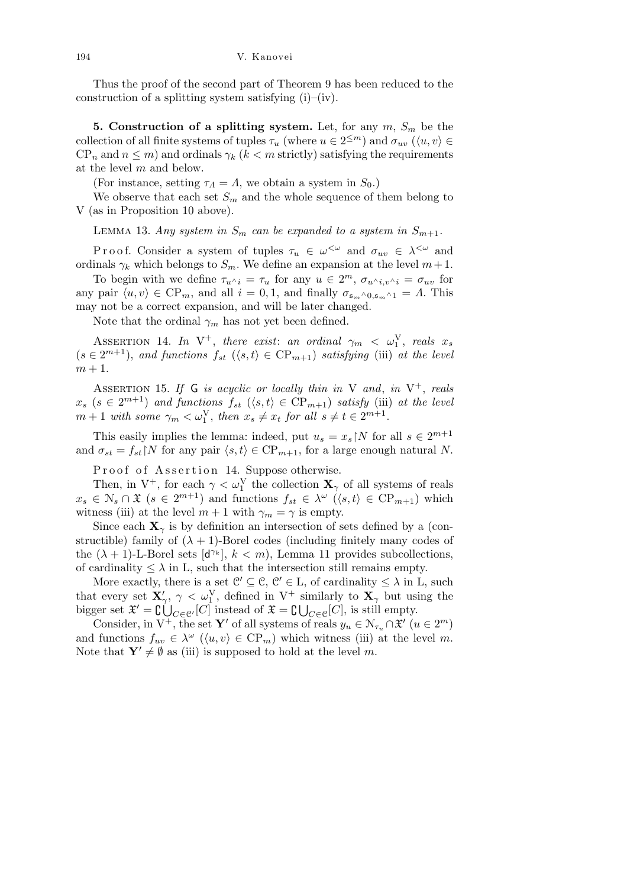Thus the proof of the second part of Theorem 9 has been reduced to the construction of a splitting system satisfying (i)–(iv).

**5. Construction of a splitting system.** Let, for any $m$, $S_m$ be the collection of all finite systems of tuples $\tau_u$ (where $u \in 2^{\le m}$) and $\sigma_{uv}$ ($\langle u, v\rangle \in \mathrm{CP}_n$ and $n \le m$) and ordinals $\gamma_k$ ($k < m$ strictly) satisfying the requirements at the level $m$ and below.

(For instance, setting $\tau_\Lambda = \Lambda$, we obtain a system in $S_0$.)

We observe that each set $S_m$ and the whole sequence of them belong to V (as in Proposition 10 above).

Lemma 13. *Any system in $S_m$ can be expanded to a system in $S_{m+1}$.*

Proof. Consider a system of tuples $\tau_u \in \omega^{<\omega}$ and $\sigma_{uv} \in \lambda^{<\omega}$ and ordinals $\gamma_k$ which belongs to $S_m$. We define an expansion at the level $m+1$.

To begin with we define $\tau_{u^\wedge i} = \tau_u$ for any $u \in 2^m$, $\sigma_{u^\wedge i, v^\wedge i} = \sigma_{uv}$ for any pair $\langle u, v\rangle \in \mathrm{CP}_m$, and all $i = 0, 1$, and finally $\sigma_{\mathsf{s}_m{}^\wedge 0, \mathsf{s}_m{}^\wedge 1} = \Lambda$. This may not be a correct expansion, and will be later changed.

Note that the ordinal $\gamma_m$ has not yet been defined.

Assertion 14. *In* $\mathrm{V}^+$, *there exist*: *an ordinal* $\gamma_m < \omega_1^{\mathrm{V}}$, *reals* $x_s$ ($s \in 2^{m+1}$), *and functions* $f_{st}$ ($\langle s, t\rangle \in \mathrm{CP}_{m+1}$) *satisfying* (iii) *at the level* $m+1$.

Assertion 15. *If* $\mathsf{G}$ *is acyclic or locally thin in* V *and*, *in* $\mathrm{V}^+$, *reals* $x_s$ ($s \in 2^{m+1}$) *and functions* $f_{st}$ ($\langle s, t\rangle \in \mathrm{CP}_{m+1}$) *satisfy* (iii) *at the level* $m+1$ *with some* $\gamma_m < \omega_1^{\mathrm{V}}$, *then* $x_s \ne x_t$ *for all* $s \ne t \in 2^{m+1}$.

This easily implies the lemma: indeed, put $u_s = x_s \restriction N$ for all $s \in 2^{m+1}$ and $\sigma_{st} = f_{st} \restriction N$ for any pair $\langle s, t\rangle \in \mathrm{CP}_{m+1}$, for a large enough natural $N$.

Proof of Assertion 14. Suppose otherwise.

Then, in $\mathrm{V}^+$, for each $\gamma < \omega_1^{\mathrm{V}}$ the collection $\mathbf{X}_\gamma$ of all systems of reals $x_s \in \mathcal{N}_s \cap \mathfrak{X}$ ($s \in 2^{m+1}$) and functions $f_{st} \in \lambda^\omega$ ($\langle s, t\rangle \in \mathrm{CP}_{m+1}$) which witness (iii) at the level $m+1$ with $\gamma_m = \gamma$ is empty.

Since each $\mathbf{X}_\gamma$ is by definition an intersection of sets defined by a (constructible) family of $(\lambda+1)$-Borel codes (including finitely many codes of the $(\lambda+1)$-L-Borel sets $[\mathsf{d}^{\gamma_k}]$, $k < m$), Lemma 11 provides subcollections, of cardinality $\le \lambda$ in L, such that the intersection still remains empty.

More exactly, there is a set $\mathcal{C}' \subseteq \mathcal{C}$, $\mathcal{C}' \in \mathrm{L}$, of cardinality $\le \lambda$ in L, such that every set $\mathbf{X}'_\gamma$, $\gamma < \omega_1^{\mathrm{V}}$, defined in $\mathrm{V}^+$ similarly to $\mathbf{X}_\gamma$ but using the bigger set $\mathfrak{X}' = \complement \bigcup_{C \in \mathcal{C}'} [C]$ instead of $\mathfrak{X} = \complement \bigcup_{C \in \mathcal{C}} [C]$, is still empty.

Consider, in $\mathrm{V}^+$, the set $\mathbf{Y}'$ of all systems of reals $y_u \in \mathcal{N}_{\tau_u} \cap \mathfrak{X}'$ ($u \in 2^m$) and functions $f_{uv} \in \lambda^\omega$ ($\langle u, v\rangle \in \mathrm{CP}_m$) which witness (iii) at the level $m$. Note that $\mathbf{Y}' \ne \emptyset$ as (iii) is supposed to hold at the level $m$.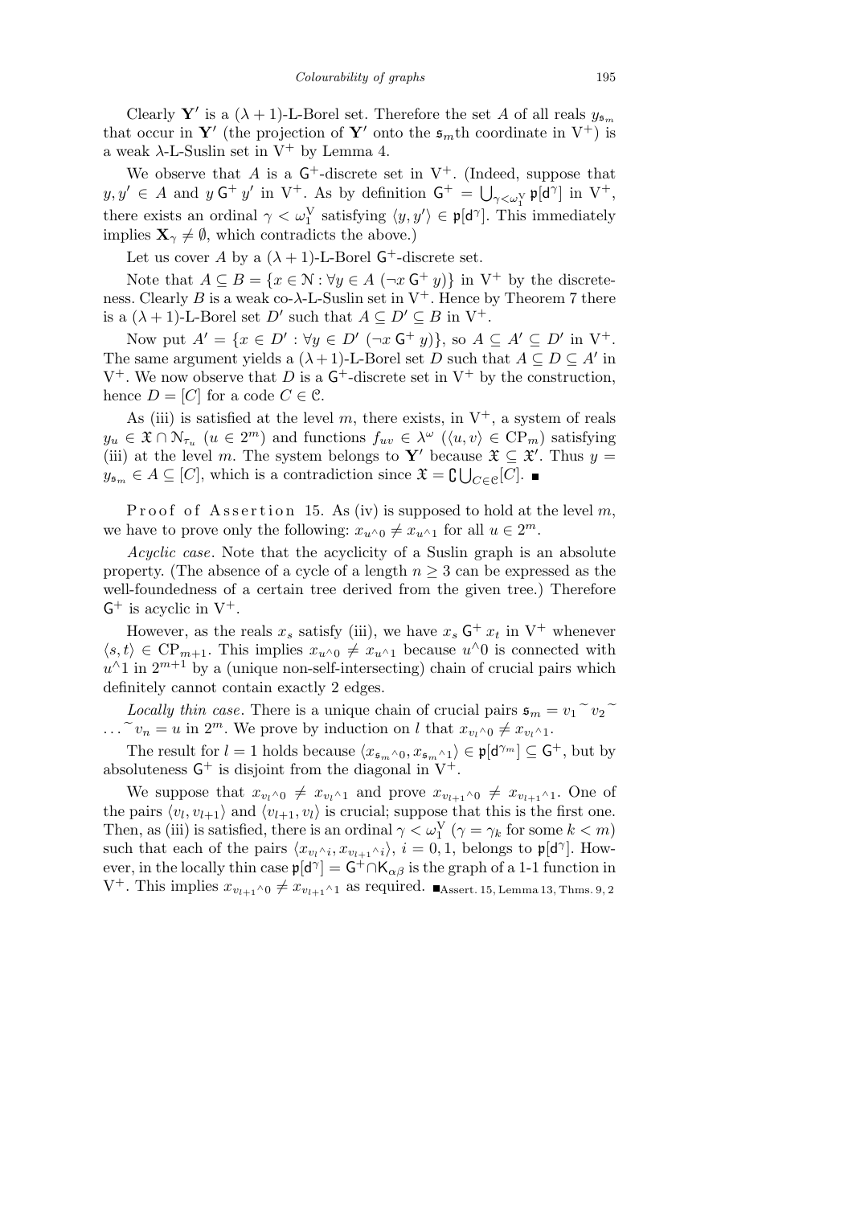Clearly $\mathbf{Y}'$ is a $(\lambda+1)$-L-Borel set. Therefore the set $A$ of all reals $y_{\mathfrak{s}_m}$ that occur in $\mathbf{Y}'$ (the projection of $\mathbf{Y}'$ onto the $\mathfrak{s}_m$th coordinate in $\mathrm{V}^+$) is a weak $\lambda$-L-Suslin set in $\mathrm{V}^+$ by Lemma 4.

We observe that $A$ is a $\mathsf{G}^+$-discrete set in $\mathrm{V}^+$. (Indeed, suppose that $y, y' \in A$ and $y \,\mathsf{G}^+\, y'$ in $\mathrm{V}^+$. As by definition $\mathsf{G}^+ = \bigcup_{\gamma<\omega_1^{\mathrm{V}}} \mathfrak{p}[\mathsf{d}^\gamma]$ in $\mathrm{V}^+$, there exists an ordinal $\gamma < \omega_1^{\mathrm{V}}$ satisfying $\langle y, y'\rangle \in \mathfrak{p}[\mathsf{d}^\gamma]$. This immediately implies $\mathbf{X}_\gamma \neq \emptyset$, which contradicts the above.)

Let us cover $A$ by a $(\lambda+1)$-L-Borel $\mathsf{G}^+$-discrete set.

Note that $A \subseteq B = \{x \in \mathcal{N} : \forall y \in A\ (\neg x \,\mathsf{G}^+\, y)\}$ in $\mathrm{V}^+$ by the discreteness. Clearly $B$ is a weak co-$\lambda$-L-Suslin set in $\mathrm{V}^+$. Hence by Theorem 7 there is a $(\lambda+1)$-L-Borel set $D'$ such that $A \subseteq D' \subseteq B$ in $\mathrm{V}^+$.

Now put $A' = \{x \in D' : \forall y \in D'\ (\neg x \,\mathsf{G}^+\, y)\}$, so $A \subseteq A' \subseteq D'$ in $\mathrm{V}^+$. The same argument yields a $(\lambda+1)$-L-Borel set $D$ such that $A \subseteq D \subseteq A'$ in $\mathrm{V}^+$. We now observe that $D$ is a $\mathsf{G}^+$-discrete set in $\mathrm{V}^+$ by the construction, hence $D = [C]$ for a code $C \in \mathcal{C}$.

As (iii) is satisfied at the level $m$, there exists, in $\mathrm{V}^+$, a system of reals $y_u \in \mathfrak{X} \cap \mathcal{N}_{\tau_u}$ ($u \in 2^m$) and functions $f_{uv} \in \lambda^\omega$ ($\langle u,v\rangle \in \mathrm{CP}_m$) satisfying (iii) at the level $m$. The system belongs to $\mathbf{Y}'$ because $\mathfrak{X} \subseteq \mathfrak{X}'$. Thus $y = y_{\mathfrak{s}_m} \in A \subseteq [C]$, which is a contradiction since $\mathfrak{X} = \complement \bigcup_{C\in\mathcal{C}} [C]$. ■

P r o o f o f A s s e r t i o n 15. As (iv) is supposed to hold at the level $m$, we have to prove only the following: $x_{u^\wedge 0} \neq x_{u^\wedge 1}$ for all $u \in 2^m$.

*Acyclic case*. Note that the acyclicity of a Suslin graph is an absolute property. (The absence of a cycle of a length $n \geq 3$ can be expressed as the well-foundedness of a certain tree derived from the given tree.) Therefore $\mathsf{G}^+$ is acyclic in $\mathrm{V}^+$.

However, as the reals $x_s$ satisfy (iii), we have $x_s \,\mathsf{G}^+\, x_t$ in $\mathrm{V}^+$ whenever $\langle s,t\rangle \in \mathrm{CP}_{m+1}$. This implies $x_{u^\wedge 0} \neq x_{u^\wedge 1}$ because $u^\wedge 0$ is connected with $u^\wedge 1$ in $2^{m+1}$ by a (unique non-self-intersecting) chain of crucial pairs which definitely cannot contain exactly 2 edges.

*Locally thin case*. There is a unique chain of crucial pairs $\mathfrak{s}_m = v_1 \,\tilde{}\, v_2 \,\tilde{}\, \ldots \,\tilde{}\, v_n = u$ in $2^m$. We prove by induction on $l$ that $x_{v_l{}^\wedge 0} \neq x_{v_l{}^\wedge 1}$.

The result for $l = 1$ holds because $\langle x_{\mathfrak{s}_m{}^\wedge 0}, x_{\mathfrak{s}_m{}^\wedge 1}\rangle \in \mathfrak{p}[\mathsf{d}^{\gamma_m}] \subseteq \mathsf{G}^+$, but by absoluteness $\mathsf{G}^+$ is disjoint from the diagonal in $\mathrm{V}^+$.

We suppose that $x_{v_l{}^\wedge 0} \neq x_{v_l{}^\wedge 1}$ and prove $x_{v_{l+1}{}^\wedge 0} \neq x_{v_{l+1}{}^\wedge 1}$. One of the pairs $\langle v_l, v_{l+1}\rangle$ and $\langle v_{l+1}, v_l\rangle$ is crucial; suppose that this is the first one. Then, as (iii) is satisfied, there is an ordinal $\gamma < \omega_1^{\mathrm{V}}$ ($\gamma = \gamma_k$ for some $k < m$) such that each of the pairs $\langle x_{v_l{}^\wedge i}, x_{v_{l+1}{}^\wedge i}\rangle$, $i = 0,1$, belongs to $\mathfrak{p}[\mathsf{d}^\gamma]$. However, in the locally thin case $\mathfrak{p}[\mathsf{d}^\gamma] = \mathsf{G}^+ \cap \mathsf{K}_{\alpha\beta}$ is the graph of a 1-1 function in $\mathrm{V}^+$. This implies $x_{v_{l+1}{}^\wedge 0} \neq x_{v_{l+1}{}^\wedge 1}$ as required. ■Assert. 15, Lemma 13, Thms. 9, 2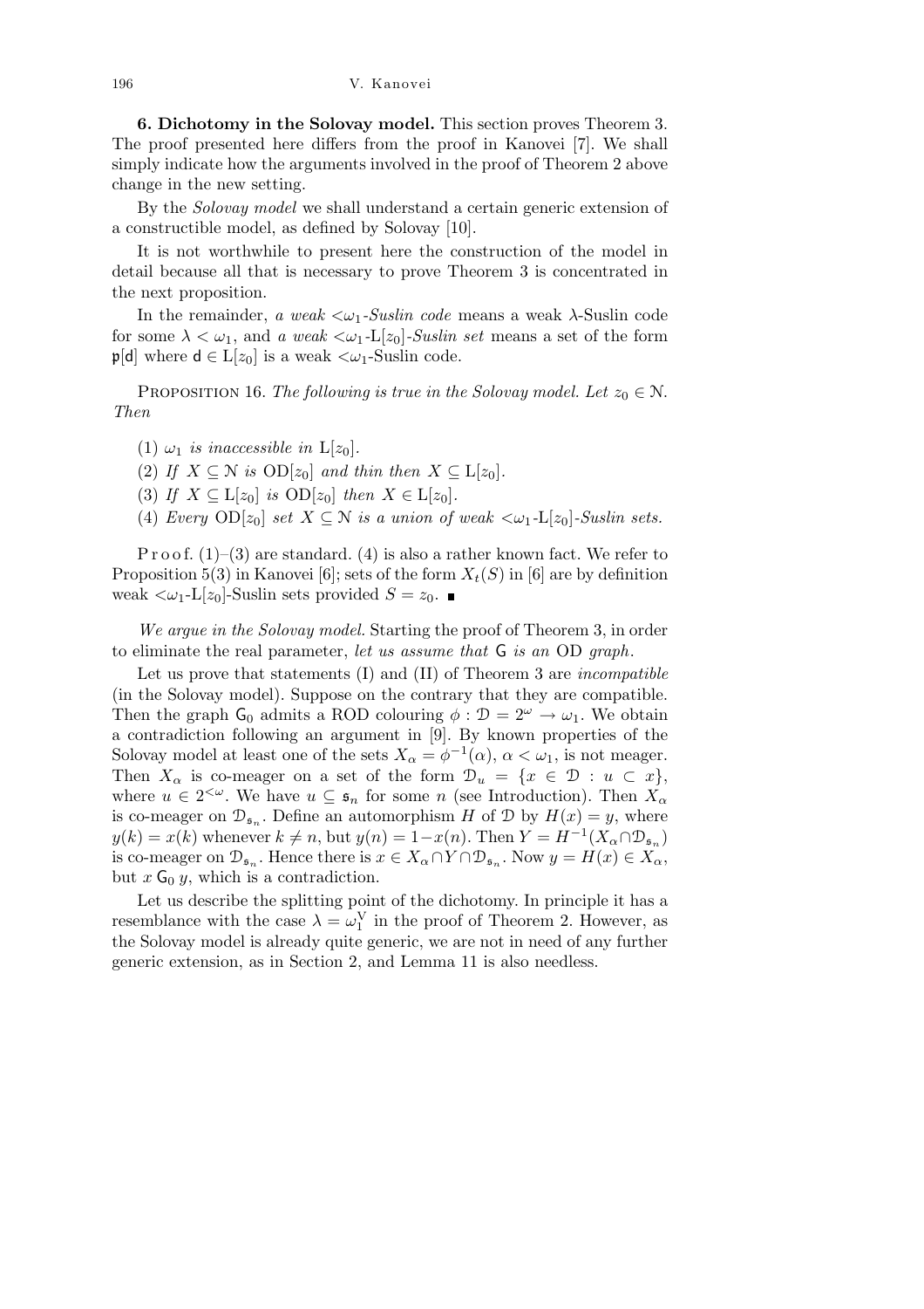**6. Dichotomy in the Solovay model.** This section proves Theorem 3. The proof presented here differs from the proof in Kanovei [7]. We shall simply indicate how the arguments involved in the proof of Theorem 2 above change in the new setting.

By the *Solovay model* we shall understand a certain generic extension of a constructible model, as defined by Solovay [10].

It is not worthwhile to present here the construction of the model in detail because all that is necessary to prove Theorem 3 is concentrated in the next proposition.

In the remainder, *a weak* $<\omega_1$-*Suslin code* means a weak $\lambda$-Suslin code for some $\lambda < \omega_1$, and *a weak* $<\omega_1$-$\mathrm{L}[z_0]$-*Suslin set* means a set of the form $\mathsf{p}[\mathsf{d}]$ where $\mathsf{d} \in \mathrm{L}[z_0]$ is a weak $<\omega_1$-Suslin code.

PROPOSITION 16. *The following is true in the Solovay model. Let* $z_0 \in \mathcal{N}$. *Then*

(1) $\omega_1$ *is inaccessible in* $\mathrm{L}[z_0]$.

(2) *If* $X \subseteq \mathcal{N}$ *is* $\mathrm{OD}[z_0]$ *and thin then* $X \subseteq \mathrm{L}[z_0]$.

(3) *If* $X \subseteq \mathrm{L}[z_0]$ *is* $\mathrm{OD}[z_0]$ *then* $X \in \mathrm{L}[z_0]$.

(4) *Every* $\mathrm{OD}[z_0]$ *set* $X \subseteq \mathcal{N}$ *is a union of weak* $<\omega_1$-$\mathrm{L}[z_0]$-*Suslin sets.*

Proof. (1)–(3) are standard. (4) is also a rather known fact. We refer to Proposition 5(3) in Kanovei [6]; sets of the form $X_t(S)$ in [6] are by definition weak $<\omega_1$-$\mathrm{L}[z_0]$-Suslin sets provided $S = z_0$. ∎

*We argue in the Solovay model.* Starting the proof of Theorem 3, in order to eliminate the real parameter, *let us assume that* $\mathsf{G}$ *is an* OD *graph*.

Let us prove that statements (I) and (II) of Theorem 3 are *incompatible* (in the Solovay model). Suppose on the contrary that they are compatible. Then the graph $\mathsf{G}_0$ admits a ROD colouring $\phi : \mathcal{D} = 2^\omega \to \omega_1$. We obtain a contradiction following an argument in [9]. By known properties of the Solovay model at least one of the sets $X_\alpha = \phi^{-1}(\alpha)$, $\alpha < \omega_1$, is not meager. Then $X_\alpha$ is co-meager on a set of the form $\mathcal{D}_u = \{x \in \mathcal{D} : u \subset x\}$, where $u \in 2^{<\omega}$. We have $u \subseteq \mathfrak{s}_n$ for some $n$ (see Introduction). Then $X_\alpha$ is co-meager on $\mathcal{D}_{\mathfrak{s}_n}$. Define an automorphism $H$ of $\mathcal{D}$ by $H(x) = y$, where $y(k) = x(k)$ whenever $k \neq n$, but $y(n) = 1 - x(n)$. Then $Y = H^{-1}(X_\alpha \cap \mathcal{D}_{\mathfrak{s}_n})$ is co-meager on $\mathcal{D}_{\mathfrak{s}_n}$. Hence there is $x \in X_\alpha \cap Y \cap \mathcal{D}_{\mathfrak{s}_n}$. Now $y = H(x) \in X_\alpha$, but $x \,\mathsf{G}_0\, y$, which is a contradiction.

Let us describe the splitting point of the dichotomy. In principle it has a resemblance with the case $\lambda = \omega_1^{\mathrm{V}}$ in the proof of Theorem 2. However, as the Solovay model is already quite generic, we are not in need of any further generic extension, as in Section 2, and Lemma 11 is also needless.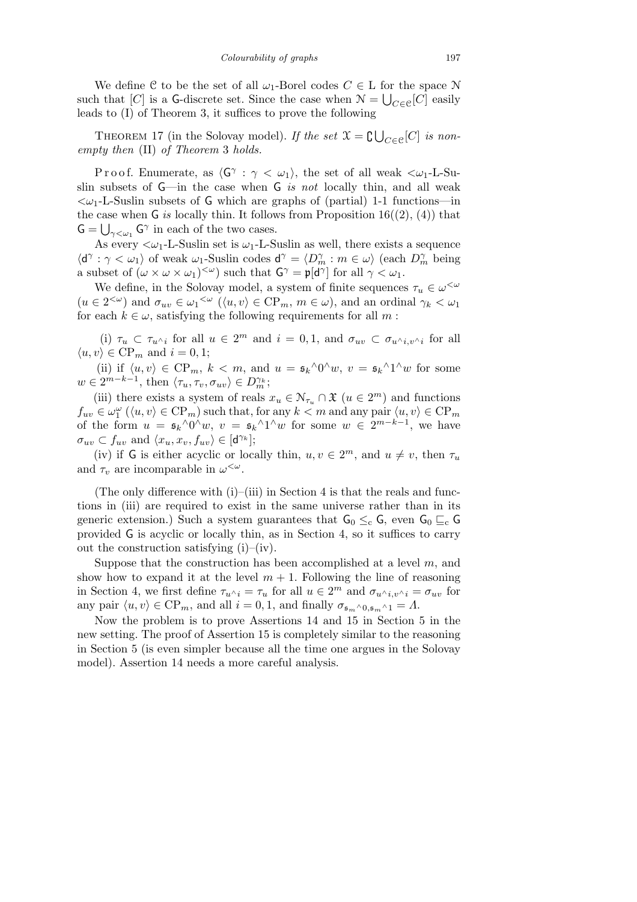We define $\mathcal{C}$ to be the set of all $\omega_1$-Borel codes $C \in \mathrm{L}$ for the space $\mathcal{N}$ such that $[C]$ is a $\mathsf{G}$-discrete set. Since the case when $\mathcal{N} = \bigcup_{C\in\mathcal{C}}[C]$ easily leads to (I) of Theorem 3, it suffices to prove the following

Theorem 17 (in the Solovay model). *If the set* $\mathfrak{X} = \complement \bigcup_{C\in\mathcal{C}}[C]$ *is nonempty then* (II) *of Theorem* 3 *holds.*

Proof. Enumerate, as $\langle \mathsf{G}^\gamma : \gamma < \omega_1\rangle$, the set of all weak $<\omega_1$-L-Suslin subsets of $\mathsf{G}$—in the case when $\mathsf{G}$ *is not* locally thin, and all weak $<\omega_1$-L-Suslin subsets of $\mathsf{G}$ which are graphs of (partial) 1-1 functions—in the case when $\mathsf{G}$ *is* locally thin. It follows from Proposition 16((2), (4)) that $\mathsf{G} = \bigcup_{\gamma<\omega_1} \mathsf{G}^\gamma$ in each of the two cases.

As every $<\omega_1$-L-Suslin set is $\omega_1$-L-Suslin as well, there exists a sequence $\langle \mathsf{d}^\gamma : \gamma < \omega_1\rangle$ of weak $\omega_1$-Suslin codes $\mathsf{d}^\gamma = \langle D^\gamma_m : m \in \omega\rangle$ (each $D^\gamma_m$ being a subset of $(\omega\times\omega\times\omega_1)^{<\omega}$) such that $\mathsf{G}^\gamma = \mathfrak{p}[\mathsf{d}^\gamma]$ for all $\gamma < \omega_1$.

We define, in the Solovay model, a system of finite sequences $\tau_u \in \omega^{<\omega}$ ($u \in 2^{<\omega}$) and $\sigma_{uv} \in {\omega_1}^{<\omega}$ ($\langle u, v\rangle \in \mathrm{CP}_m$, $m \in \omega$), and an ordinal $\gamma_k < \omega_1$ for each $k \in \omega$, satisfying the following requirements for all $m$ :

(i) $\tau_u \subset \tau_{u^\wedge i}$ for all $u \in 2^m$ and $i = 0, 1$, and $\sigma_{uv} \subset \sigma_{u^\wedge i, v^\wedge i}$ for all $\langle u, v\rangle \in \mathrm{CP}_m$ and $i = 0, 1$;

(ii) if $\langle u, v\rangle \in \mathrm{CP}_m$, $k < m$, and $u = \mathfrak{s}_k{}^\wedge 0^\wedge w$, $v = \mathfrak{s}_k{}^\wedge 1^\wedge w$ for some $w \in 2^{m-k-1}$, then $\langle \tau_u, \tau_v, \sigma_{uv}\rangle \in D^{\gamma_k}_m$;

(iii) there exists a system of reals $x_u \in \mathcal{N}_{\tau_u} \cap \mathfrak{X}$ ($u \in 2^m$) and functions $f_{uv} \in \omega_1^\omega$ ($\langle u, v\rangle \in \mathrm{CP}_m$) such that, for any $k < m$ and any pair $\langle u, v\rangle \in \mathrm{CP}_m$ of the form $u = \mathfrak{s}_k{}^\wedge 0^\wedge w$, $v = \mathfrak{s}_k{}^\wedge 1^\wedge w$ for some $w \in 2^{m-k-1}$, we have $\sigma_{uv} \subset f_{uv}$ and $\langle x_u, x_v, f_{uv}\rangle \in [\mathsf{d}^{\gamma_k}]$;

(iv) if $\mathsf{G}$ is either acyclic or locally thin, $u, v \in 2^m$, and $u \neq v$, then $\tau_u$ and $\tau_v$ are incomparable in $\omega^{<\omega}$.

(The only difference with (i)–(iii) in Section 4 is that the reals and functions in (iii) are required to exist in the same universe rather than in its generic extension.) Such a system guarantees that $\mathsf{G}_0 \le_{\mathrm{c}} \mathsf{G}$, even $\mathsf{G}_0 \sqsubseteq_{\mathrm{c}} \mathsf{G}$ provided $\mathsf{G}$ is acyclic or locally thin, as in Section 4, so it suffices to carry out the construction satisfying (i)–(iv).

Suppose that the construction has been accomplished at a level $m$, and show how to expand it at the level $m + 1$. Following the line of reasoning in Section 4, we first define $\tau_{u^\wedge i} = \tau_u$ for all $u \in 2^m$ and $\sigma_{u^\wedge i, v^\wedge i} = \sigma_{uv}$ for any pair $\langle u, v\rangle \in \mathrm{CP}_m$, and all $i = 0, 1$, and finally $\sigma_{\mathfrak{s}_m{}^\wedge 0, \mathfrak{s}_m{}^\wedge 1} = \Lambda$.

Now the problem is to prove Assertions 14 and 15 in Section 5 in the new setting. The proof of Assertion 15 is completely similar to the reasoning in Section 5 (is even simpler because all the time one argues in the Solovay model). Assertion 14 needs a more careful analysis.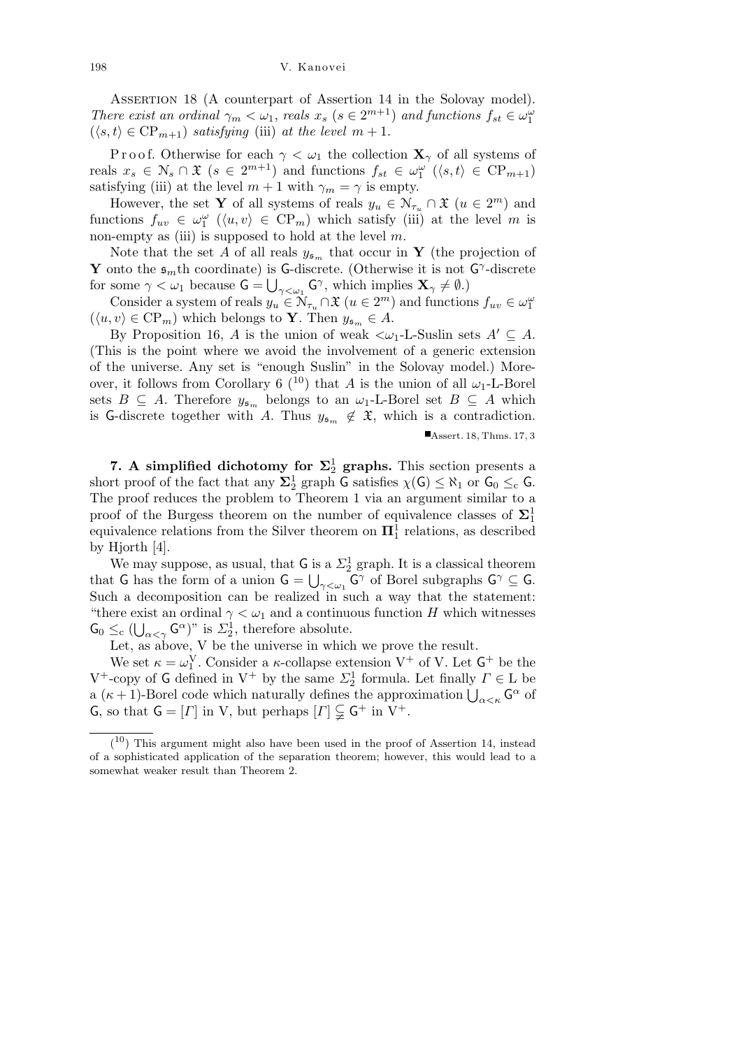Assertion 18 (A counterpart of Assertion 14 in the Solovay model). *There exist an ordinal* $\gamma_m < \omega_1$, *reals* $x_s$ ($s \in 2^{m+1}$) *and functions* $f_{st} \in \omega_1^\omega$ ($\langle s,t\rangle \in \mathrm{CP}_{m+1}$) *satisfying* (iii) *at the level* $m+1$.

Proof. Otherwise for each $\gamma < \omega_1$ the collection $\mathbf{X}_\gamma$ of all systems of reals $x_s \in \mathcal{N}_s \cap \mathfrak{X}$ ($s \in 2^{m+1}$) and functions $f_{st} \in \omega_1^\omega$ ($\langle s,t\rangle \in \mathrm{CP}_{m+1}$) satisfying (iii) at the level $m+1$ with $\gamma_m = \gamma$ is empty.

However, the set $\mathbf{Y}$ of all systems of reals $y_u \in \mathcal{N}_{\tau_u} \cap \mathfrak{X}$ ($u \in 2^m$) and functions $f_{uv} \in \omega_1^\omega$ ($\langle u,v\rangle \in \mathrm{CP}_m$) which satisfy (iii) at the level $m$ is non-empty as (iii) is supposed to hold at the level $m$.

Note that the set $A$ of all reals $y_{\mathfrak{s}_m}$ that occur in $\mathbf{Y}$ (the projection of $\mathbf{Y}$ onto the $\mathfrak{s}_m$th coordinate) is $\mathsf{G}$-discrete. (Otherwise it is not $\mathsf{G}^\gamma$-discrete for some $\gamma < \omega_1$ because $\mathsf{G} = \bigcup_{\gamma<\omega_1} \mathsf{G}^\gamma$, which implies $\mathbf{X}_\gamma \neq \emptyset$.)

Consider a system of reals $y_u \in \mathcal{N}_{\tau_u} \cap \mathfrak{X}$ ($u \in 2^m$) and functions $f_{uv} \in \omega_1^\omega$ ($\langle u,v\rangle \in \mathrm{CP}_m$) which belongs to $\mathbf{Y}$. Then $y_{\mathfrak{s}_m} \in A$.

By Proposition 16, $A$ is the union of weak $<\omega_1$-L-Suslin sets $A' \subseteq A$. (This is the point where we avoid the involvement of a generic extension of the universe. Any set is "enough Suslin" in the Solovay model.) Moreover, it follows from Corollary 6 ([10]) that $A$ is the union of all $\omega_1$-L-Borel sets $B \subseteq A$. Therefore $y_{\mathfrak{s}_m}$ belongs to an $\omega_1$-L-Borel set $B \subseteq A$ which is $\mathsf{G}$-discrete together with $A$. Thus $y_{\mathfrak{s}_m} \notin \mathfrak{X}$, which is a contradiction. ■Assert. 18, Thms. 17, 3

**7. A simplified dichotomy for $\mathbf{\Sigma}^1_2$ graphs.** This section presents a short proof of the fact that any $\mathbf{\Sigma}^1_2$ graph $\mathsf{G}$ satisfies $\chi(\mathsf{G}) \le \aleph_1$ or $\mathsf{G}_0 \le_{\mathrm{c}} \mathsf{G}$. The proof reduces the problem to Theorem 1 via an argument similar to a proof of the Burgess theorem on the number of equivalence classes of $\mathbf{\Sigma}^1_1$ equivalence relations from the Silver theorem on $\mathbf{\Pi}^1_1$ relations, as described by Hjorth [4].

We may suppose, as usual, that $\mathsf{G}$ is a $\Sigma^1_2$ graph. It is a classical theorem that $\mathsf{G}$ has the form of a union $\mathsf{G} = \bigcup_{\gamma<\omega_1} \mathsf{G}^\gamma$ of Borel subgraphs $\mathsf{G}^\gamma \subseteq \mathsf{G}$. Such a decomposition can be realized in such a way that the statement: "there exist an ordinal $\gamma < \omega_1$ and a continuous function $H$ which witnesses $\mathsf{G}_0 \le_{\mathrm{c}} (\bigcup_{\alpha<\gamma} \mathsf{G}^\alpha)$" is $\Sigma^1_2$, therefore absolute.

Let, as above, V be the universe in which we prove the result.

We set $\kappa = \omega_1^{\mathrm{V}}$. Consider a $\kappa$-collapse extension $\mathrm{V}^+$ of V. Let $\mathsf{G}^+$ be the $\mathrm{V}^+$-copy of $\mathsf{G}$ defined in $\mathrm{V}^+$ by the same $\Sigma^1_2$ formula. Let finally $\Gamma \in \mathrm{L}$ be a $(\kappa+1)$-Borel code which naturally defines the approximation $\bigcup_{\alpha<\kappa} \mathsf{G}^\alpha$ of $\mathsf{G}$, so that $\mathsf{G} = [\Gamma]$ in V, but perhaps $[\Gamma] \subsetneqq \mathsf{G}^+$ in $\mathrm{V}^+$.

([10]) This argument might also have been used in the proof of Assertion 14, instead of a sophisticated application of the separation theorem; however, this would lead to a somewhat weaker result than Theorem 2.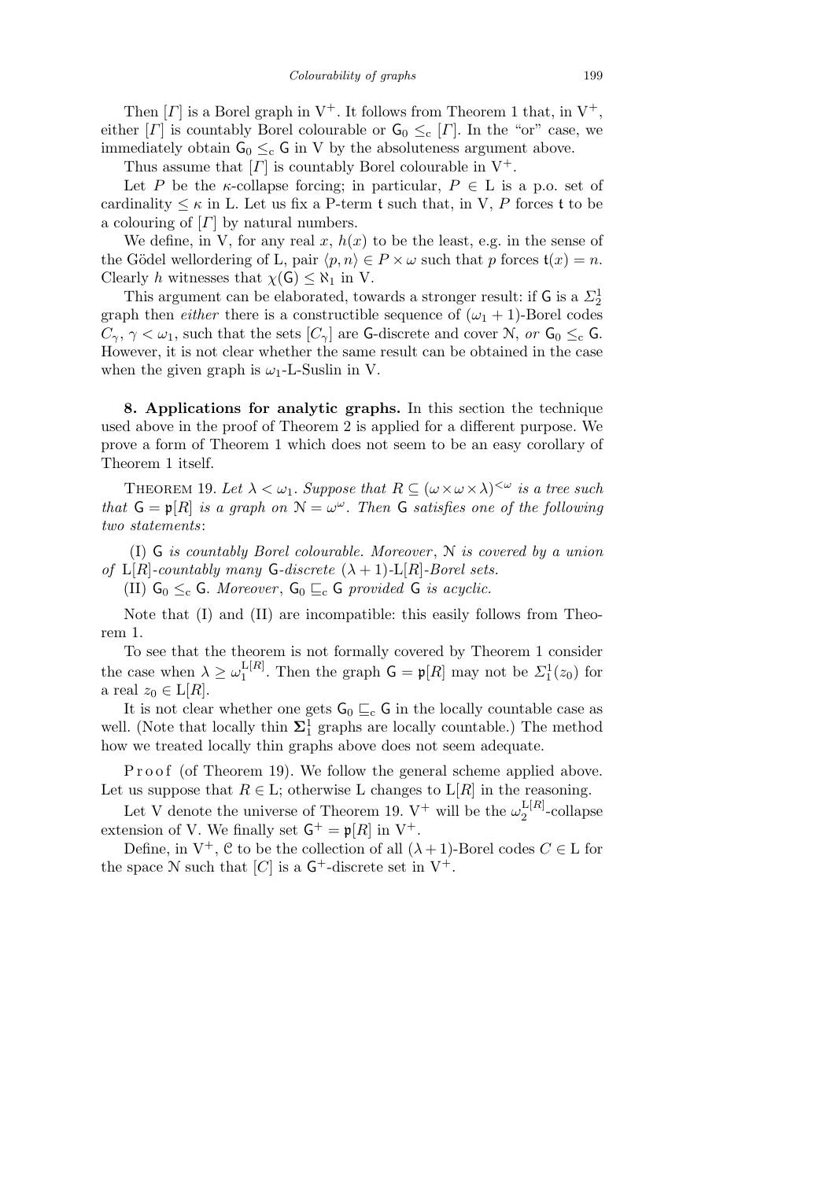Then $[\Gamma]$ is a Borel graph in $\mathrm{V}^+$. It follows from Theorem 1 that, in $\mathrm{V}^+$, either $[\Gamma]$ is countably Borel colourable or $\mathsf{G}_0 \le_{\mathrm{c}} [\Gamma]$. In the "or" case, we immediately obtain $\mathsf{G}_0 \le_{\mathrm{c}} \mathsf{G}$ in V by the absoluteness argument above.

Thus assume that $[\Gamma]$ is countably Borel colourable in $\mathrm{V}^+$.

Let $P$ be the $\kappa$-collapse forcing; in particular, $P \in \mathrm{L}$ is a p.o. set of cardinality $\le \kappa$ in L. Let us fix a P-term $\mathfrak{t}$ such that, in V, $P$ forces $\mathfrak{t}$ to be a colouring of $[\Gamma]$ by natural numbers.

We define, in V, for any real $x$, $h(x)$ to be the least, e.g. in the sense of the Gödel wellordering of L, pair $\langle p, n\rangle \in P \times \omega$ such that $p$ forces $\mathfrak{t}(x) = n$. Clearly $h$ witnesses that $\chi(\mathsf{G}) \le \aleph_1$ in V.

This argument can be elaborated, towards a stronger result: if $\mathsf{G}$ is a $\Sigma^1_2$ graph then *either* there is a constructible sequence of $(\omega_1 + 1)$-Borel codes $C_\gamma$, $\gamma < \omega_1$, such that the sets $[C_\gamma]$ are $\mathsf{G}$-discrete and cover $\mathcal{N}$, *or* $\mathsf{G}_0 \le_{\mathrm{c}} \mathsf{G}$. However, it is not clear whether the same result can be obtained in the case when the given graph is $\omega_1$-L-Suslin in V.

**8. Applications for analytic graphs.** In this section the technique used above in the proof of Theorem 2 is applied for a different purpose. We prove a form of Theorem 1 which does not seem to be an easy corollary of Theorem 1 itself.

THEOREM 19. *Let $\lambda < \omega_1$. Suppose that $R \subseteq (\omega \times \omega \times \lambda)^{<\omega}$ is a tree such that $\mathsf{G} = \mathfrak{p}[R]$ is a graph on $\mathcal{N} = \omega^\omega$. Then $\mathsf{G}$ satisfies one of the following two statements*:

(I) $\mathsf{G}$ *is countably Borel colourable. Moreover*, $\mathcal{N}$ *is covered by a union of* $\mathrm{L}[R]$*-countably many* $\mathsf{G}$*-discrete* $(\lambda+1)$-$\mathrm{L}[R]$*-Borel sets.*

(II) $\mathsf{G}_0 \le_{\mathrm{c}} \mathsf{G}$. *Moreover*, $\mathsf{G}_0 \sqsubseteq_{\mathrm{c}} \mathsf{G}$ *provided* $\mathsf{G}$ *is acyclic.*

Note that (I) and (II) are incompatible: this easily follows from Theorem 1.

To see that the theorem is not formally covered by Theorem 1 consider the case when $\lambda \ge \omega_1^{\mathrm{L}[R]}$. Then the graph $\mathsf{G} = \mathfrak{p}[R]$ may not be $\Sigma^1_1(z_0)$ for a real $z_0 \in \mathrm{L}[R]$.

It is not clear whether one gets $\mathsf{G}_0 \sqsubseteq_{\mathrm{c}} \mathsf{G}$ in the locally countable case as well. (Note that locally thin $\mathbf{\Sigma}^1_1$ graphs are locally countable.) The method how we treated locally thin graphs above does not seem adequate.

Proof (of Theorem 19). We follow the general scheme applied above. Let us suppose that $R \in \mathrm{L}$; otherwise L changes to $\mathrm{L}[R]$ in the reasoning.

Let V denote the universe of Theorem 19. $\mathrm{V}^+$ will be the $\omega_2^{\mathrm{L}[R]}$-collapse extension of V. We finally set $\mathsf{G}^+ = \mathfrak{p}[R]$ in $\mathrm{V}^+$.

Define, in $\mathrm{V}^+$, $\mathcal{C}$ to be the collection of all $(\lambda+1)$-Borel codes $C \in \mathrm{L}$ for the space $\mathcal{N}$ such that $[C]$ is a $\mathsf{G}^+$-discrete set in $\mathrm{V}^+$.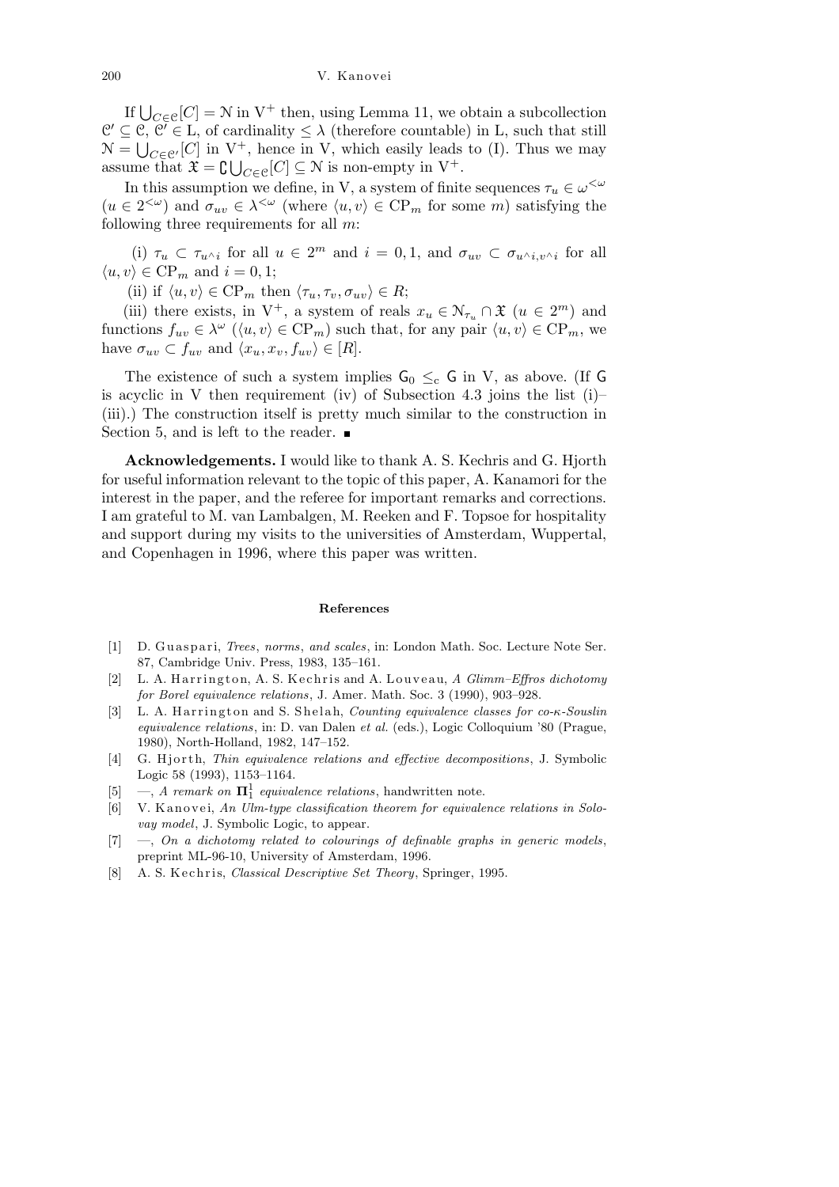If $\bigcup_{C\in\mathcal{C}}[C] = \mathcal{N}$ in $\mathrm{V}^+$ then, using Lemma 11, we obtain a subcollection $\mathcal{C}' \subseteq \mathcal{C}$, $\mathcal{C}' \in \mathrm{L}$, of cardinality $\le \lambda$ (therefore countable) in L, such that still $\mathcal{N} = \bigcup_{C\in\mathcal{C}'}[C]$ in $\mathrm{V}^+$, hence in V, which easily leads to (I). Thus we may assume that $\mathfrak{X} = \complement \bigcup_{C\in\mathcal{C}}[C] \subseteq \mathcal{N}$ is non-empty in $\mathrm{V}^+$.

In this assumption we define, in V, a system of finite sequences $\tau_u \in \omega^{<\omega}$ ($u \in 2^{<\omega}$) and $\sigma_{uv} \in \lambda^{<\omega}$ (where $\langle u, v\rangle \in \mathrm{CP}_m$ for some $m$) satisfying the following three requirements for all $m$:

(i) $\tau_u \subset \tau_{u^\wedge i}$ for all $u \in 2^m$ and $i = 0, 1$, and $\sigma_{uv} \subset \sigma_{u^\wedge i, v^\wedge i}$ for all $\langle u, v\rangle \in \mathrm{CP}_m$ and $i = 0, 1$;

(ii) if $\langle u, v\rangle \in \mathrm{CP}_m$ then $\langle \tau_u, \tau_v, \sigma_{uv}\rangle \in R$;

(iii) there exists, in $\mathrm{V}^+$, a system of reals $x_u \in \mathcal{N}_{\tau_u} \cap \mathfrak{X}$ ($u \in 2^m$) and functions $f_{uv} \in \lambda^\omega$ ($\langle u, v\rangle \in \mathrm{CP}_m$) such that, for any pair $\langle u, v\rangle \in \mathrm{CP}_m$, we have $\sigma_{uv} \subset f_{uv}$ and $\langle x_u, x_v, f_{uv}\rangle \in [R]$.

The existence of such a system implies $\mathsf{G}_0 \le_{\mathrm{c}} \mathsf{G}$ in V, as above. (If $\mathsf{G}$ is acyclic in V then requirement (iv) of Subsection 4.3 joins the list (i)–(iii).) The construction itself is pretty much similar to the construction in Section 5, and is left to the reader. ∎

**Acknowledgements.** I would like to thank A. S. Kechris and G. Hjorth for useful information relevant to the topic of this paper, A. Kanamori for the interest in the paper, and the referee for important remarks and corrections. I am grateful to M. van Lambalgen, M. Reeken and F. Topsoe for hospitality and support during my visits to the universities of Amsterdam, Wuppertal, and Copenhagen in 1996, where this paper was written.

## References

[1] D. Guaspari, *Trees, norms, and scales*, in: London Math. Soc. Lecture Note Ser. 87, Cambridge Univ. Press, 1983, 135–161.

[2] L. A. Harrington, A. S. Kechris and A. Louveau, *A Glimm–Effros dichotomy for Borel equivalence relations*, J. Amer. Math. Soc. 3 (1990), 903–928.

[3] L. A. Harrington and S. Shelah, *Counting equivalence classes for co-$\kappa$-Souslin equivalence relations*, in: D. van Dalen *et al.* (eds.), Logic Colloquium '80 (Prague, 1980), North-Holland, 1982, 147–152.

[4] G. Hjorth, *Thin equivalence relations and effective decompositions*, J. Symbolic Logic 58 (1993), 1153–1164.

[5] —, *A remark on $\mathbf{\Pi}^1_1$ equivalence relations*, handwritten note.

[6] V. Kanovei, *An Ulm-type classification theorem for equivalence relations in Solovay model*, J. Symbolic Logic, to appear.

[7] —, *On a dichotomy related to colourings of definable graphs in generic models*, preprint ML-96-10, University of Amsterdam, 1996.

[8] A. S. Kechris, *Classical Descriptive Set Theory*, Springer, 1995.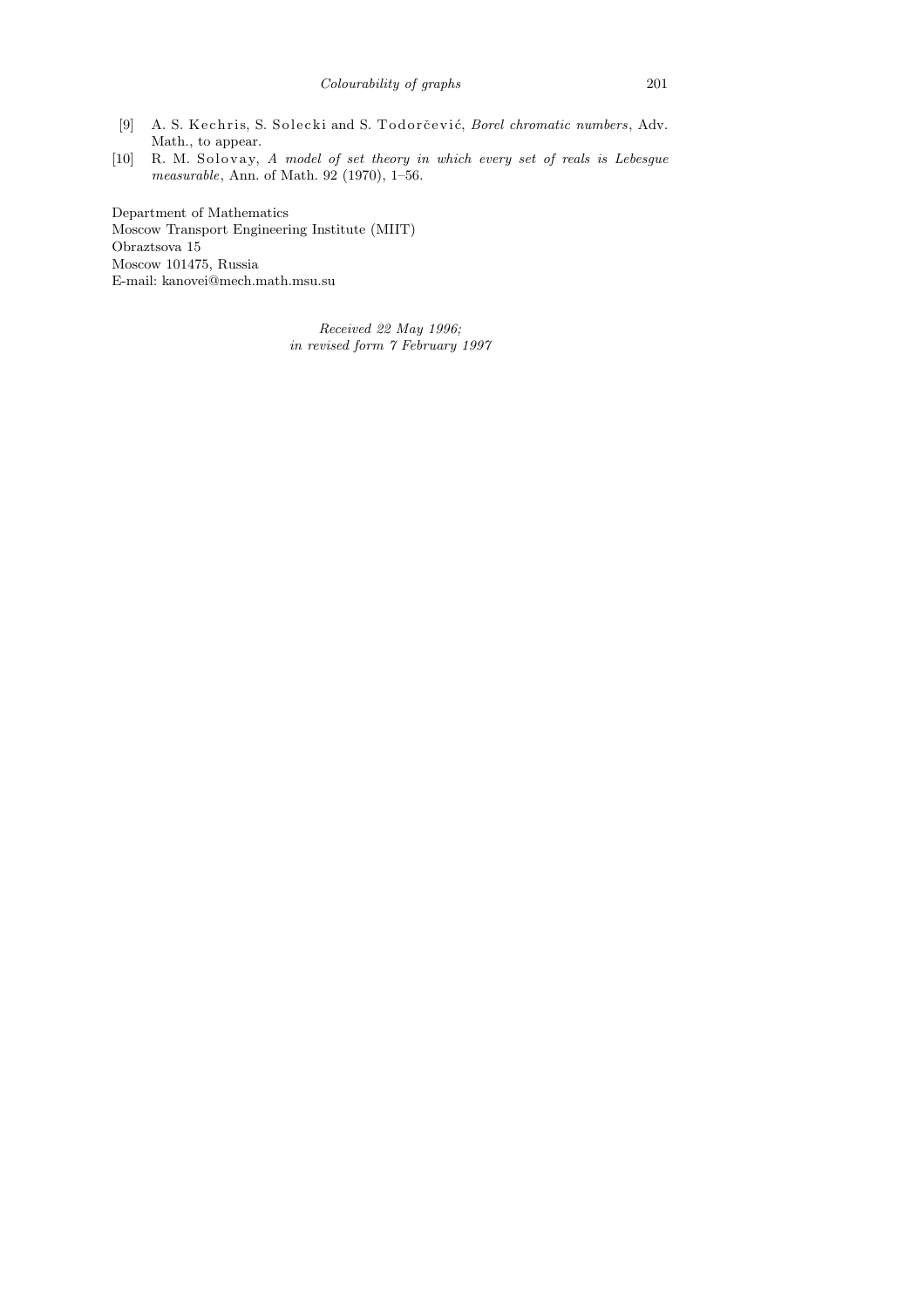[9] A. S. Kechris, S. Solecki and S. Todorčević, *Borel chromatic numbers*, Adv. Math., to appear.

[10] R. M. Solovay, *A model of set theory in which every set of reals is Lebesgue measurable*, Ann. of Math. 92 (1970), 1–56.

Department of Mathematics
Moscow Transport Engineering Institute (MIIT)
Obraztsova 15
Moscow 101475, Russia
E-mail: kanovei@mech.math.msu.su

*Received 22 May 1996;*
*in revised form 7 February 1997*